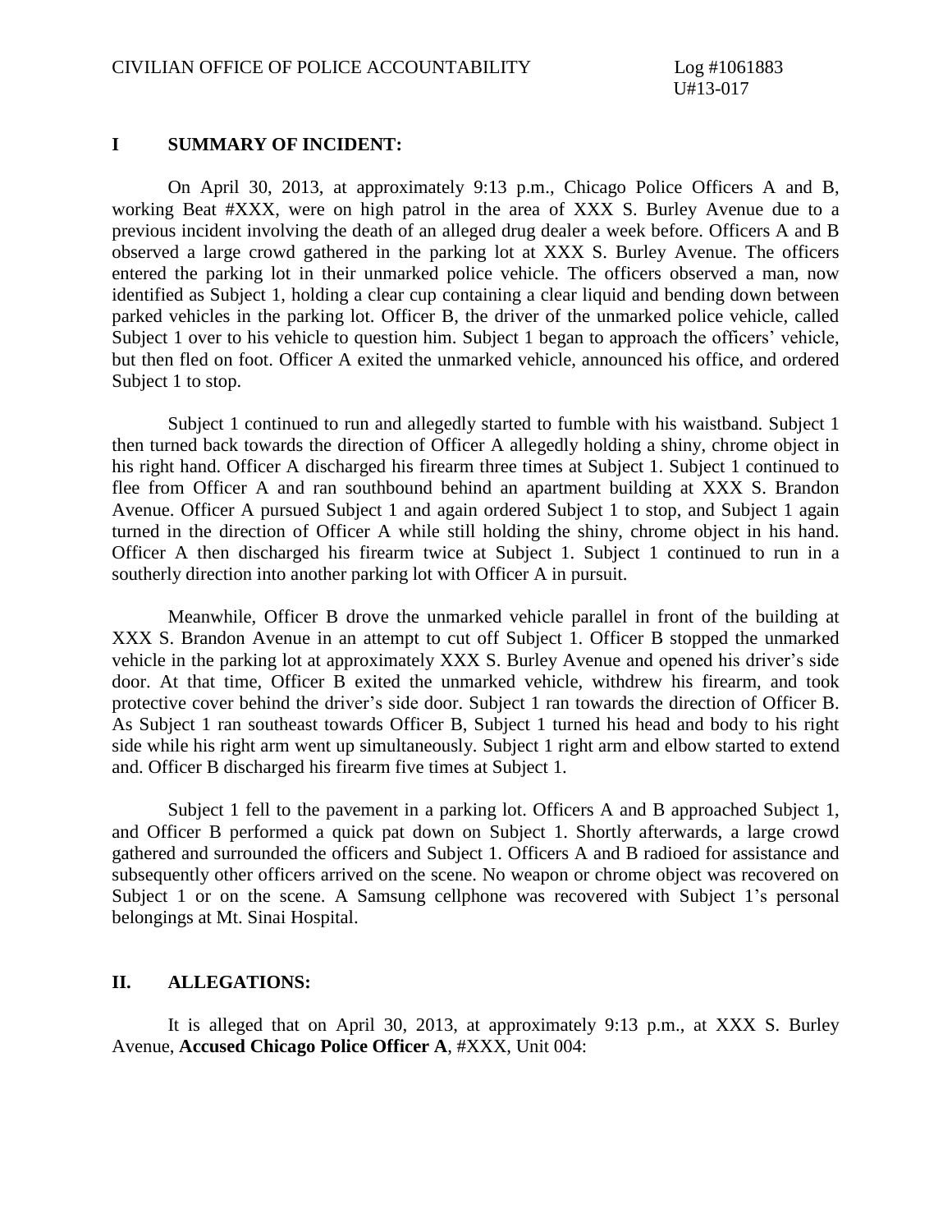CIVILIAN OFFICE OF POLICE ACCOUNTABILITY Log #1061883
U#13-017

## I SUMMARY OF INCIDENT:

On April 30, 2013, at approximately 9:13 p.m., Chicago Police Officers A and B, working Beat #XXX, were on high patrol in the area of XXX S. Burley Avenue due to a previous incident involving the death of an alleged drug dealer a week before. Officers A and B observed a large crowd gathered in the parking lot at XXX S. Burley Avenue. The officers entered the parking lot in their unmarked police vehicle. The officers observed a man, now identified as Subject 1, holding a clear cup containing a clear liquid and bending down between parked vehicles in the parking lot. Officer B, the driver of the unmarked police vehicle, called Subject 1 over to his vehicle to question him. Subject 1 began to approach the officers' vehicle, but then fled on foot. Officer A exited the unmarked vehicle, announced his office, and ordered Subject 1 to stop.

Subject 1 continued to run and allegedly started to fumble with his waistband. Subject 1 then turned back towards the direction of Officer A allegedly holding a shiny, chrome object in his right hand. Officer A discharged his firearm three times at Subject 1. Subject 1 continued to flee from Officer A and ran southbound behind an apartment building at XXX S. Brandon Avenue. Officer A pursued Subject 1 and again ordered Subject 1 to stop, and Subject 1 again turned in the direction of Officer A while still holding the shiny, chrome object in his hand. Officer A then discharged his firearm twice at Subject 1. Subject 1 continued to run in a southerly direction into another parking lot with Officer A in pursuit.

Meanwhile, Officer B drove the unmarked vehicle parallel in front of the building at XXX S. Brandon Avenue in an attempt to cut off Subject 1. Officer B stopped the unmarked vehicle in the parking lot at approximately XXX S. Burley Avenue and opened his driver's side door. At that time, Officer B exited the unmarked vehicle, withdrew his firearm, and took protective cover behind the driver's side door. Subject 1 ran towards the direction of Officer B. As Subject 1 ran southeast towards Officer B, Subject 1 turned his head and body to his right side while his right arm went up simultaneously. Subject 1 right arm and elbow started to extend and. Officer B discharged his firearm five times at Subject 1.

Subject 1 fell to the pavement in a parking lot. Officers A and B approached Subject 1, and Officer B performed a quick pat down on Subject 1. Shortly afterwards, a large crowd gathered and surrounded the officers and Subject 1. Officers A and B radioed for assistance and subsequently other officers arrived on the scene. No weapon or chrome object was recovered on Subject 1 or on the scene. A Samsung cellphone was recovered with Subject 1's personal belongings at Mt. Sinai Hospital.

## II. ALLEGATIONS:

It is alleged that on April 30, 2013, at approximately 9:13 p.m., at XXX S. Burley Avenue, **Accused Chicago Police Officer A**, #XXX, Unit 004: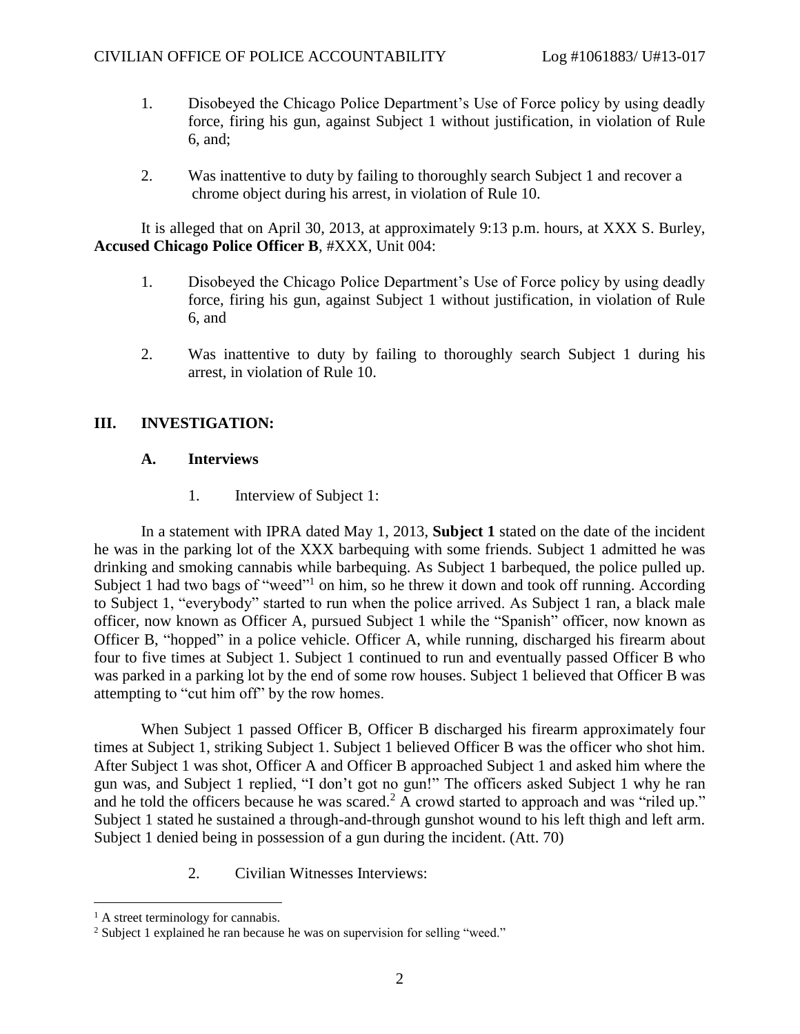1. Disobeyed the Chicago Police Department's Use of Force policy by using deadly force, firing his gun, against Subject 1 without justification, in violation of Rule 6, and;

2. Was inattentive to duty by failing to thoroughly search Subject 1 and recover a chrome object during his arrest, in violation of Rule 10.

It is alleged that on April 30, 2013, at approximately 9:13 p.m. hours, at XXX S. Burley, **Accused Chicago Police Officer B**, #XXX, Unit 004:

1. Disobeyed the Chicago Police Department's Use of Force policy by using deadly force, firing his gun, against Subject 1 without justification, in violation of Rule 6, and

2. Was inattentive to duty by failing to thoroughly search Subject 1 during his arrest, in violation of Rule 10.

## III. INVESTIGATION:

### A. Interviews

1. Interview of Subject 1:

In a statement with IPRA dated May 1, 2013, **Subject 1** stated on the date of the incident he was in the parking lot of the XXX barbequing with some friends. Subject 1 admitted he was drinking and smoking cannabis while barbequing. As Subject 1 barbequed, the police pulled up. Subject 1 had two bags of "weed"[1] on him, so he threw it down and took off running. According to Subject 1, "everybody" started to run when the police arrived. As Subject 1 ran, a black male officer, now known as Officer A, pursued Subject 1 while the "Spanish" officer, now known as Officer B, "hopped" in a police vehicle. Officer A, while running, discharged his firearm about four to five times at Subject 1. Subject 1 continued to run and eventually passed Officer B who was parked in a parking lot by the end of some row houses. Subject 1 believed that Officer B was attempting to "cut him off" by the row homes.

When Subject 1 passed Officer B, Officer B discharged his firearm approximately four times at Subject 1, striking Subject 1. Subject 1 believed Officer B was the officer who shot him. After Subject 1 was shot, Officer A and Officer B approached Subject 1 and asked him where the gun was, and Subject 1 replied, "I don't got no gun!" The officers asked Subject 1 why he ran and he told the officers because he was scared.[2] A crowd started to approach and was "riled up." Subject 1 stated he sustained a through-and-through gunshot wound to his left thigh and left arm. Subject 1 denied being in possession of a gun during the incident. (Att. 70)

2. Civilian Witnesses Interviews:

[1] A street terminology for cannabis.

[2] Subject 1 explained he ran because he was on supervision for selling "weed."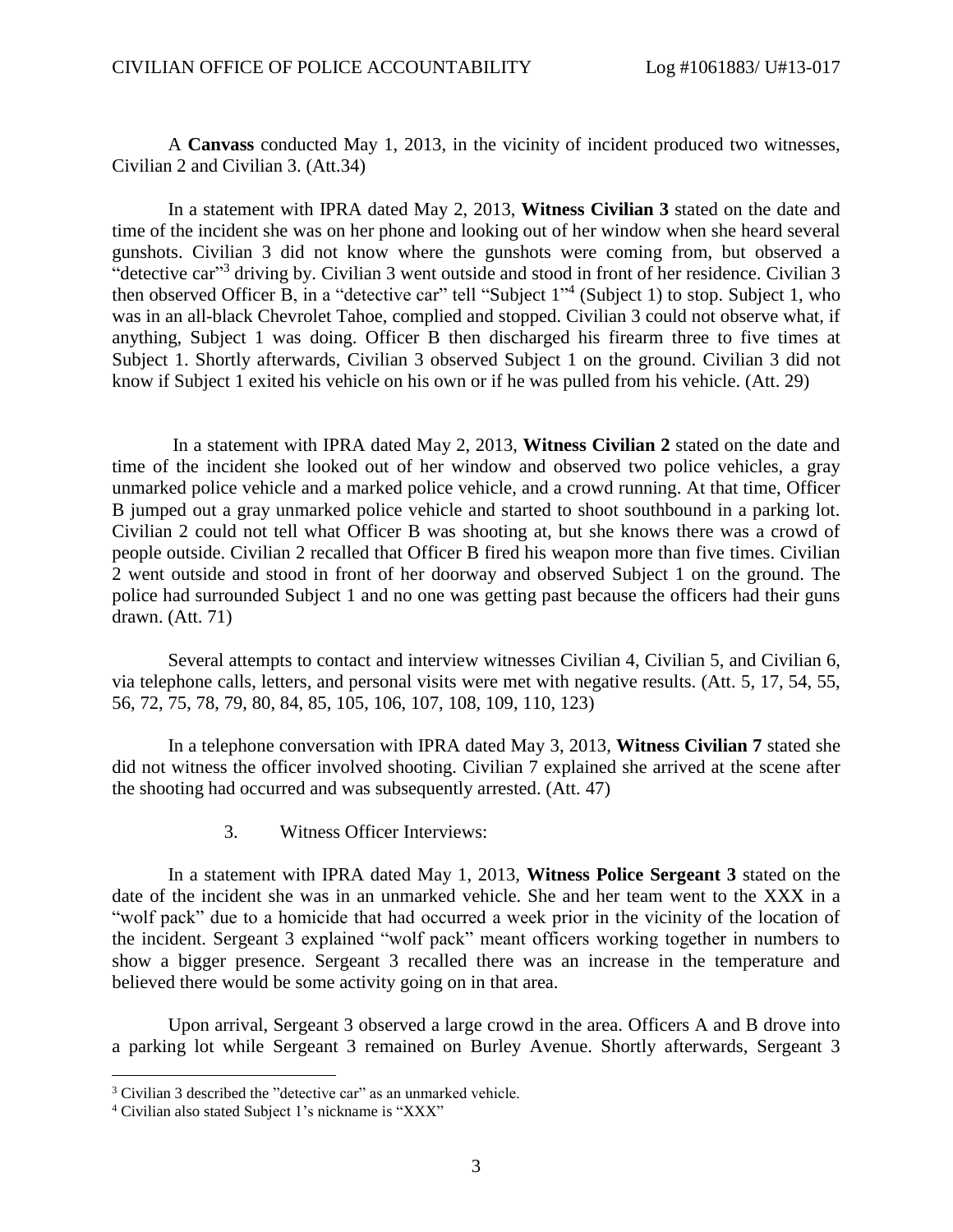A **Canvass** conducted May 1, 2013, in the vicinity of incident produced two witnesses, Civilian 2 and Civilian 3. (Att.34)

In a statement with IPRA dated May 2, 2013, **Witness Civilian 3** stated on the date and time of the incident she was on her phone and looking out of her window when she heard several gunshots. Civilian 3 did not know where the gunshots were coming from, but observed a "detective car"[3] driving by. Civilian 3 went outside and stood in front of her residence. Civilian 3 then observed Officer B, in a "detective car" tell "Subject 1"[4] (Subject 1) to stop. Subject 1, who was in an all-black Chevrolet Tahoe, complied and stopped. Civilian 3 could not observe what, if anything, Subject 1 was doing. Officer B then discharged his firearm three to five times at Subject 1. Shortly afterwards, Civilian 3 observed Subject 1 on the ground. Civilian 3 did not know if Subject 1 exited his vehicle on his own or if he was pulled from his vehicle. (Att. 29)

In a statement with IPRA dated May 2, 2013, **Witness Civilian 2** stated on the date and time of the incident she looked out of her window and observed two police vehicles, a gray unmarked police vehicle and a marked police vehicle, and a crowd running. At that time, Officer B jumped out a gray unmarked police vehicle and started to shoot southbound in a parking lot. Civilian 2 could not tell what Officer B was shooting at, but she knows there was a crowd of people outside. Civilian 2 recalled that Officer B fired his weapon more than five times. Civilian 2 went outside and stood in front of her doorway and observed Subject 1 on the ground. The police had surrounded Subject 1 and no one was getting past because the officers had their guns drawn. (Att. 71)

Several attempts to contact and interview witnesses Civilian 4, Civilian 5, and Civilian 6, via telephone calls, letters, and personal visits were met with negative results. (Att. 5, 17, 54, 55, 56, 72, 75, 78, 79, 80, 84, 85, 105, 106, 107, 108, 109, 110, 123)

In a telephone conversation with IPRA dated May 3, 2013, **Witness Civilian 7** stated she did not witness the officer involved shooting. Civilian 7 explained she arrived at the scene after the shooting had occurred and was subsequently arrested. (Att. 47)

3. Witness Officer Interviews:

In a statement with IPRA dated May 1, 2013, **Witness Police Sergeant 3** stated on the date of the incident she was in an unmarked vehicle. She and her team went to the XXX in a "wolf pack" due to a homicide that had occurred a week prior in the vicinity of the location of the incident. Sergeant 3 explained "wolf pack" meant officers working together in numbers to show a bigger presence. Sergeant 3 recalled there was an increase in the temperature and believed there would be some activity going on in that area.

Upon arrival, Sergeant 3 observed a large crowd in the area. Officers A and B drove into a parking lot while Sergeant 3 remained on Burley Avenue. Shortly afterwards, Sergeant 3

---

[3] Civilian 3 described the "detective car" as an unmarked vehicle.

[4] Civilian also stated Subject 1's nickname is "XXX"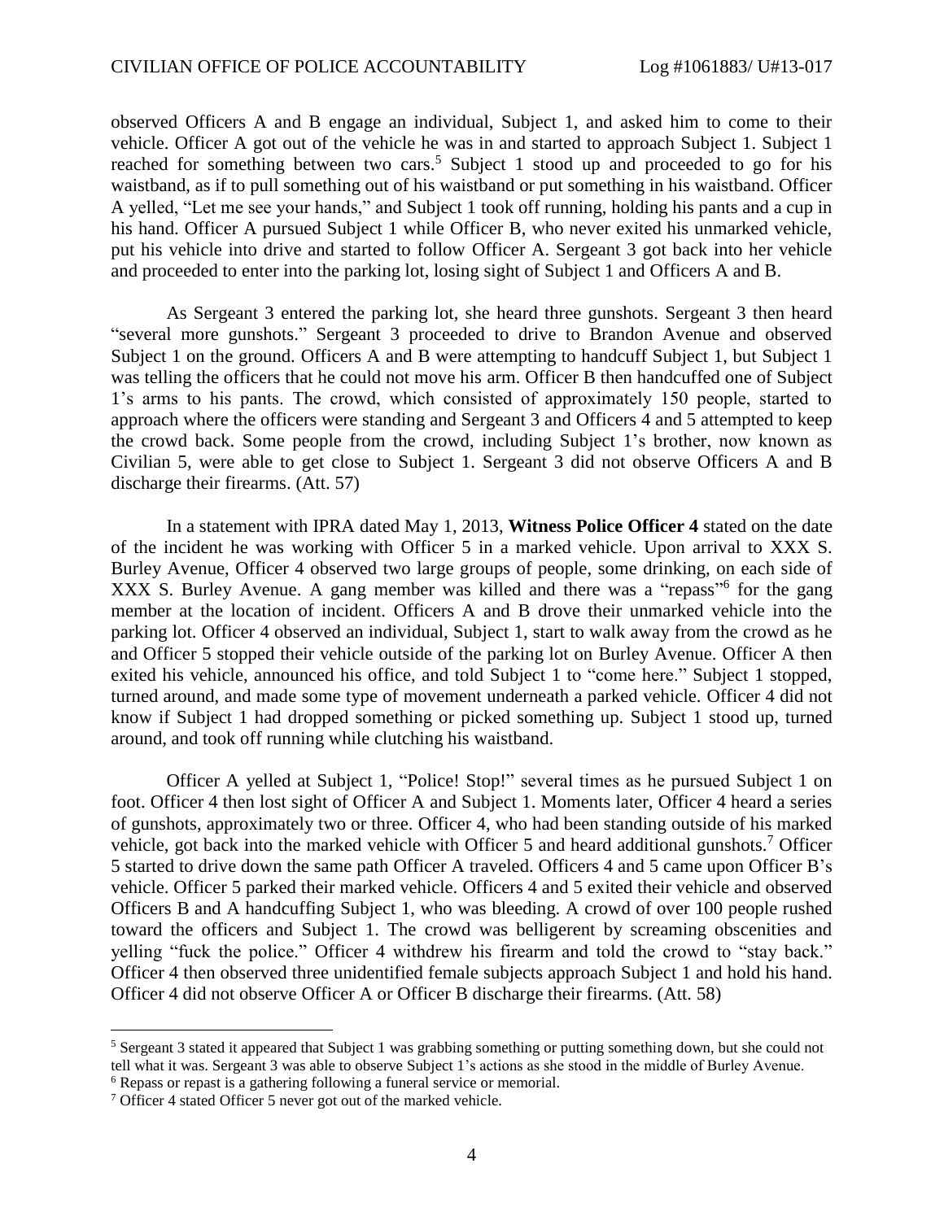observed Officers A and B engage an individual, Subject 1, and asked him to come to their vehicle. Officer A got out of the vehicle he was in and started to approach Subject 1. Subject 1 reached for something between two cars.[5] Subject 1 stood up and proceeded to go for his waistband, as if to pull something out of his waistband or put something in his waistband. Officer A yelled, "Let me see your hands," and Subject 1 took off running, holding his pants and a cup in his hand. Officer A pursued Subject 1 while Officer B, who never exited his unmarked vehicle, put his vehicle into drive and started to follow Officer A. Sergeant 3 got back into her vehicle and proceeded to enter into the parking lot, losing sight of Subject 1 and Officers A and B.

As Sergeant 3 entered the parking lot, she heard three gunshots. Sergeant 3 then heard "several more gunshots." Sergeant 3 proceeded to drive to Brandon Avenue and observed Subject 1 on the ground. Officers A and B were attempting to handcuff Subject 1, but Subject 1 was telling the officers that he could not move his arm. Officer B then handcuffed one of Subject 1's arms to his pants. The crowd, which consisted of approximately 150 people, started to approach where the officers were standing and Sergeant 3 and Officers 4 and 5 attempted to keep the crowd back. Some people from the crowd, including Subject 1's brother, now known as Civilian 5, were able to get close to Subject 1. Sergeant 3 did not observe Officers A and B discharge their firearms. (Att. 57)

In a statement with IPRA dated May 1, 2013, **Witness Police Officer 4** stated on the date of the incident he was working with Officer 5 in a marked vehicle. Upon arrival to XXX S. Burley Avenue, Officer 4 observed two large groups of people, some drinking, on each side of XXX S. Burley Avenue. A gang member was killed and there was a "repass"[6] for the gang member at the location of incident. Officers A and B drove their unmarked vehicle into the parking lot. Officer 4 observed an individual, Subject 1, start to walk away from the crowd as he and Officer 5 stopped their vehicle outside of the parking lot on Burley Avenue. Officer A then exited his vehicle, announced his office, and told Subject 1 to "come here." Subject 1 stopped, turned around, and made some type of movement underneath a parked vehicle. Officer 4 did not know if Subject 1 had dropped something or picked something up. Subject 1 stood up, turned around, and took off running while clutching his waistband.

Officer A yelled at Subject 1, "Police! Stop!" several times as he pursued Subject 1 on foot. Officer 4 then lost sight of Officer A and Subject 1. Moments later, Officer 4 heard a series of gunshots, approximately two or three. Officer 4, who had been standing outside of his marked vehicle, got back into the marked vehicle with Officer 5 and heard additional gunshots.[7] Officer 5 started to drive down the same path Officer A traveled. Officers 4 and 5 came upon Officer B's vehicle. Officer 5 parked their marked vehicle. Officers 4 and 5 exited their vehicle and observed Officers B and A handcuffing Subject 1, who was bleeding. A crowd of over 100 people rushed toward the officers and Subject 1. The crowd was belligerent by screaming obscenities and yelling "fuck the police." Officer 4 withdrew his firearm and told the crowd to "stay back." Officer 4 then observed three unidentified female subjects approach Subject 1 and hold his hand. Officer 4 did not observe Officer A or Officer B discharge their firearms. (Att. 58)

---

[5] Sergeant 3 stated it appeared that Subject 1 was grabbing something or putting something down, but she could not tell what it was. Sergeant 3 was able to observe Subject 1's actions as she stood in the middle of Burley Avenue.

[6] Repass or repast is a gathering following a funeral service or memorial.

[7] Officer 4 stated Officer 5 never got out of the marked vehicle.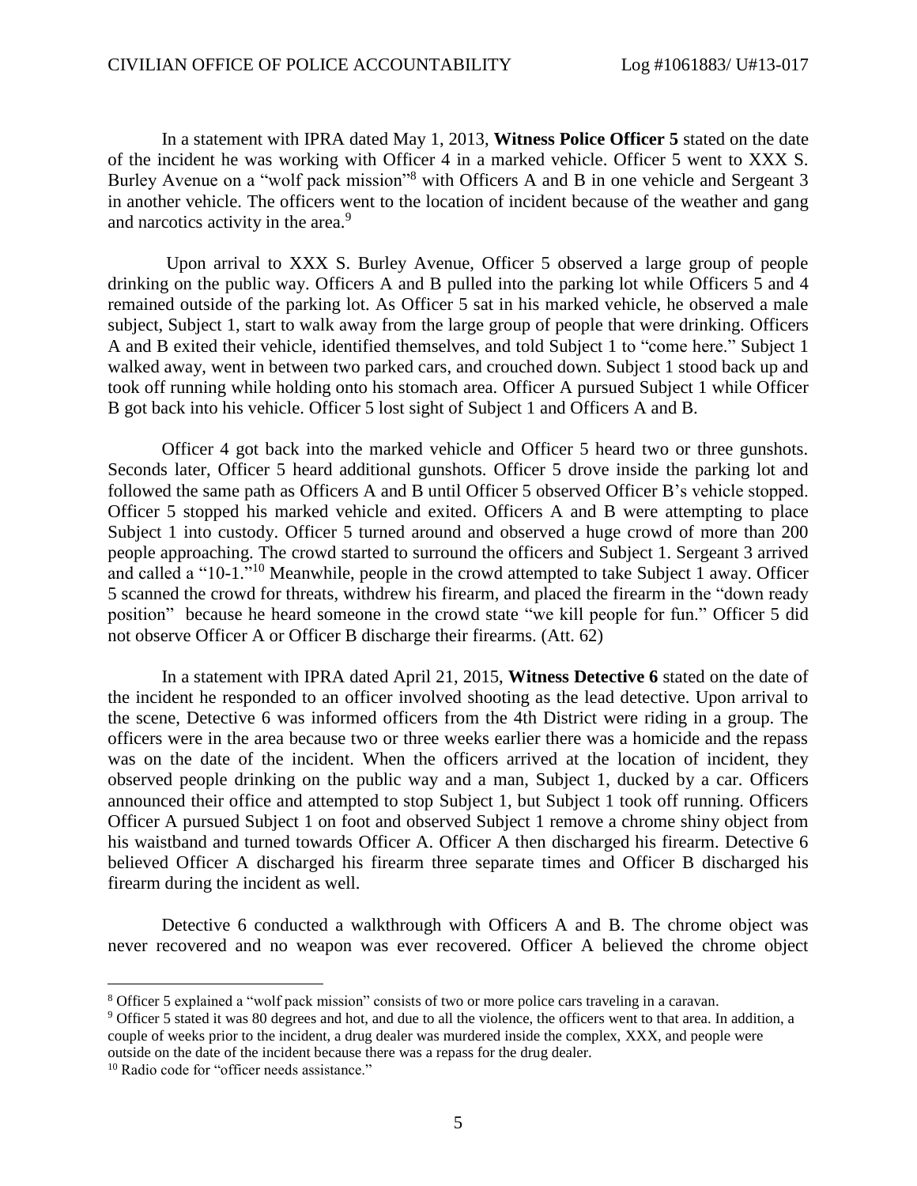In a statement with IPRA dated May 1, 2013, **Witness Police Officer 5** stated on the date of the incident he was working with Officer 4 in a marked vehicle. Officer 5 went to XXX S. Burley Avenue on a "wolf pack mission"[8] with Officers A and B in one vehicle and Sergeant 3 in another vehicle. The officers went to the location of incident because of the weather and gang and narcotics activity in the area.[9]

Upon arrival to XXX S. Burley Avenue, Officer 5 observed a large group of people drinking on the public way. Officers A and B pulled into the parking lot while Officers 5 and 4 remained outside of the parking lot. As Officer 5 sat in his marked vehicle, he observed a male subject, Subject 1, start to walk away from the large group of people that were drinking. Officers A and B exited their vehicle, identified themselves, and told Subject 1 to "come here." Subject 1 walked away, went in between two parked cars, and crouched down. Subject 1 stood back up and took off running while holding onto his stomach area. Officer A pursued Subject 1 while Officer B got back into his vehicle. Officer 5 lost sight of Subject 1 and Officers A and B.

Officer 4 got back into the marked vehicle and Officer 5 heard two or three gunshots. Seconds later, Officer 5 heard additional gunshots. Officer 5 drove inside the parking lot and followed the same path as Officers A and B until Officer 5 observed Officer B's vehicle stopped. Officer 5 stopped his marked vehicle and exited. Officers A and B were attempting to place Subject 1 into custody. Officer 5 turned around and observed a huge crowd of more than 200 people approaching. The crowd started to surround the officers and Subject 1. Sergeant 3 arrived and called a "10-1."[10] Meanwhile, people in the crowd attempted to take Subject 1 away. Officer 5 scanned the crowd for threats, withdrew his firearm, and placed the firearm in the "down ready position" because he heard someone in the crowd state "we kill people for fun." Officer 5 did not observe Officer A or Officer B discharge their firearms. (Att. 62)

In a statement with IPRA dated April 21, 2015, **Witness Detective 6** stated on the date of the incident he responded to an officer involved shooting as the lead detective. Upon arrival to the scene, Detective 6 was informed officers from the 4th District were riding in a group. The officers were in the area because two or three weeks earlier there was a homicide and the repass was on the date of the incident. When the officers arrived at the location of incident, they observed people drinking on the public way and a man, Subject 1, ducked by a car. Officers announced their office and attempted to stop Subject 1, but Subject 1 took off running. Officers Officer A pursued Subject 1 on foot and observed Subject 1 remove a chrome shiny object from his waistband and turned towards Officer A. Officer A then discharged his firearm. Detective 6 believed Officer A discharged his firearm three separate times and Officer B discharged his firearm during the incident as well.

Detective 6 conducted a walkthrough with Officers A and B. The chrome object was never recovered and no weapon was ever recovered. Officer A believed the chrome object

[8] Officer 5 explained a "wolf pack mission" consists of two or more police cars traveling in a caravan.

[9] Officer 5 stated it was 80 degrees and hot, and due to all the violence, the officers went to that area. In addition, a couple of weeks prior to the incident, a drug dealer was murdered inside the complex, XXX, and people were outside on the date of the incident because there was a repass for the drug dealer.

[10] Radio code for "officer needs assistance."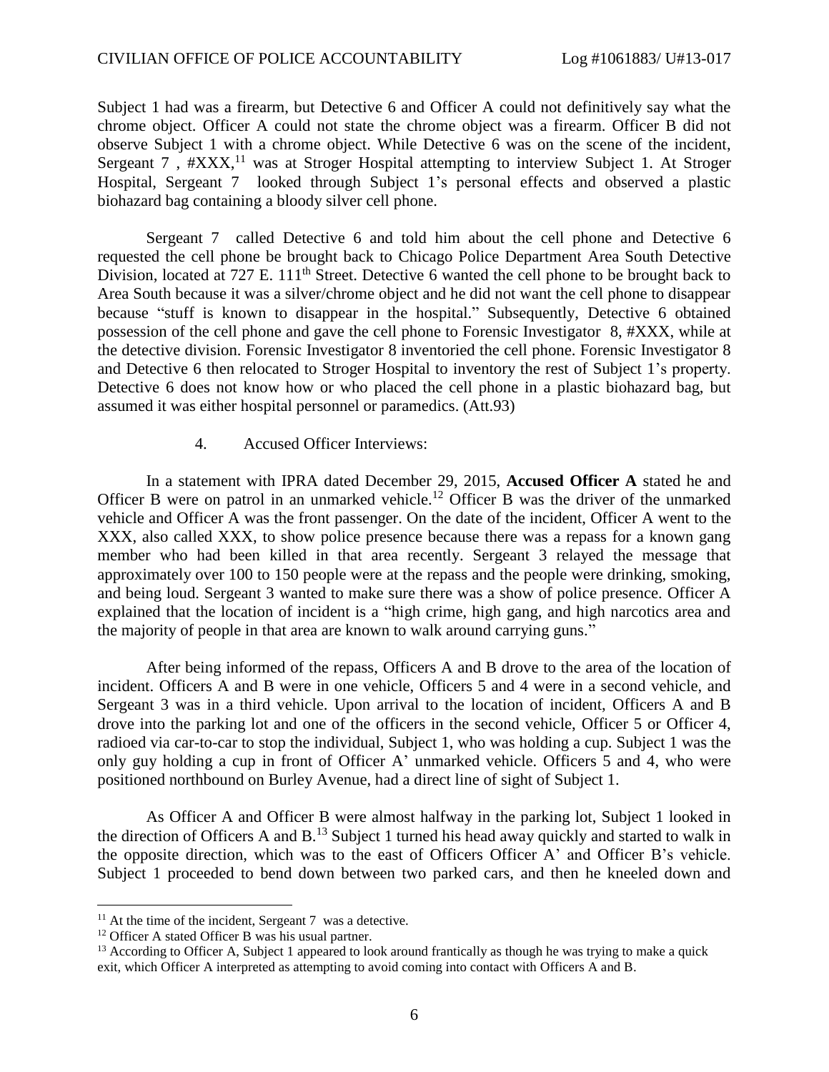Subject 1 had was a firearm, but Detective 6 and Officer A could not definitively say what the chrome object. Officer A could not state the chrome object was a firearm. Officer B did not observe Subject 1 with a chrome object. While Detective 6 was on the scene of the incident, Sergeant 7 , #XXX,[11] was at Stroger Hospital attempting to interview Subject 1. At Stroger Hospital, Sergeant 7 looked through Subject 1's personal effects and observed a plastic biohazard bag containing a bloody silver cell phone.

Sergeant 7 called Detective 6 and told him about the cell phone and Detective 6 requested the cell phone be brought back to Chicago Police Department Area South Detective Division, located at 727 E. 111th Street. Detective 6 wanted the cell phone to be brought back to Area South because it was a silver/chrome object and he did not want the cell phone to disappear because "stuff is known to disappear in the hospital." Subsequently, Detective 6 obtained possession of the cell phone and gave the cell phone to Forensic Investigator 8, #XXX, while at the detective division. Forensic Investigator 8 inventoried the cell phone. Forensic Investigator 8 and Detective 6 then relocated to Stroger Hospital to inventory the rest of Subject 1's property. Detective 6 does not know how or who placed the cell phone in a plastic biohazard bag, but assumed it was either hospital personnel or paramedics. (Att.93)

4. Accused Officer Interviews:

In a statement with IPRA dated December 29, 2015, **Accused Officer A** stated he and Officer B were on patrol in an unmarked vehicle.[12] Officer B was the driver of the unmarked vehicle and Officer A was the front passenger. On the date of the incident, Officer A went to the XXX, also called XXX, to show police presence because there was a repass for a known gang member who had been killed in that area recently. Sergeant 3 relayed the message that approximately over 100 to 150 people were at the repass and the people were drinking, smoking, and being loud. Sergeant 3 wanted to make sure there was a show of police presence. Officer A explained that the location of incident is a "high crime, high gang, and high narcotics area and the majority of people in that area are known to walk around carrying guns."

After being informed of the repass, Officers A and B drove to the area of the location of incident. Officers A and B were in one vehicle, Officers 5 and 4 were in a second vehicle, and Sergeant 3 was in a third vehicle. Upon arrival to the location of incident, Officers A and B drove into the parking lot and one of the officers in the second vehicle, Officer 5 or Officer 4, radioed via car-to-car to stop the individual, Subject 1, who was holding a cup. Subject 1 was the only guy holding a cup in front of Officer A' unmarked vehicle. Officers 5 and 4, who were positioned northbound on Burley Avenue, had a direct line of sight of Subject 1.

As Officer A and Officer B were almost halfway in the parking lot, Subject 1 looked in the direction of Officers A and B.[13] Subject 1 turned his head away quickly and started to walk in the opposite direction, which was to the east of Officers Officer A' and Officer B's vehicle. Subject 1 proceeded to bend down between two parked cars, and then he kneeled down and

---

[11] At the time of the incident, Sergeant 7 was a detective.

[12] Officer A stated Officer B was his usual partner.

[13] According to Officer A, Subject 1 appeared to look around frantically as though he was trying to make a quick exit, which Officer A interpreted as attempting to avoid coming into contact with Officers A and B.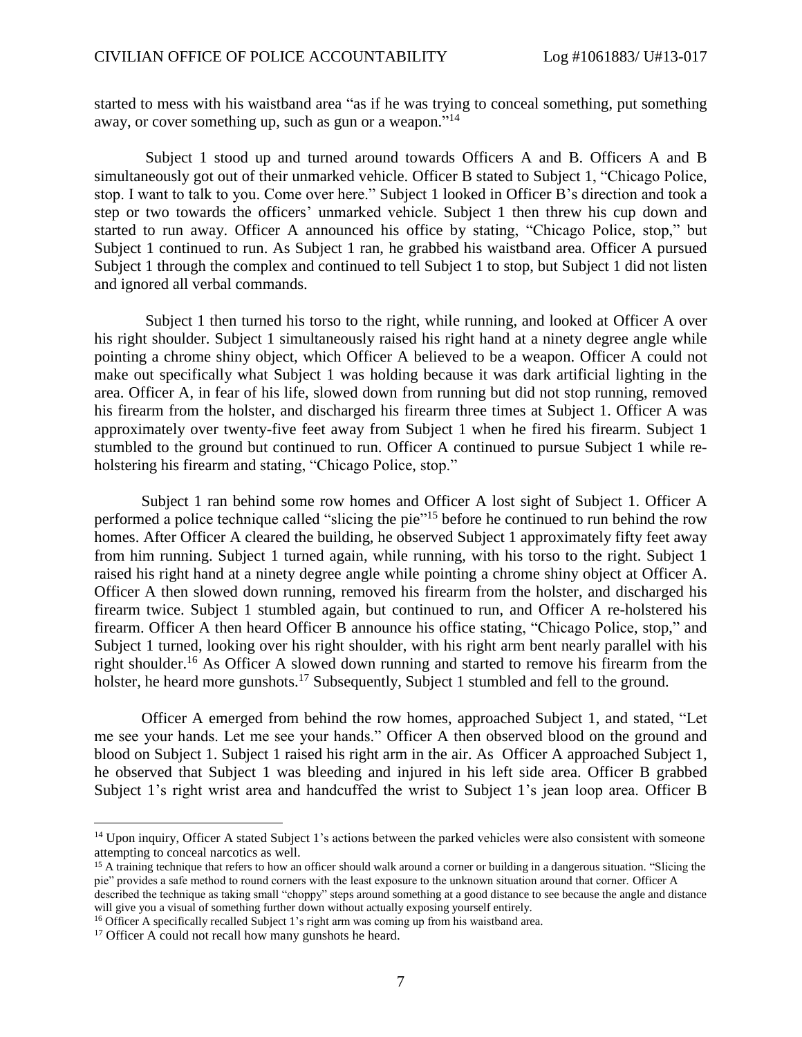started to mess with his waistband area "as if he was trying to conceal something, put something away, or cover something up, such as gun or a weapon."[14]

Subject 1 stood up and turned around towards Officers A and B. Officers A and B simultaneously got out of their unmarked vehicle. Officer B stated to Subject 1, "Chicago Police, stop. I want to talk to you. Come over here." Subject 1 looked in Officer B's direction and took a step or two towards the officers' unmarked vehicle. Subject 1 then threw his cup down and started to run away. Officer A announced his office by stating, "Chicago Police, stop," but Subject 1 continued to run. As Subject 1 ran, he grabbed his waistband area. Officer A pursued Subject 1 through the complex and continued to tell Subject 1 to stop, but Subject 1 did not listen and ignored all verbal commands.

Subject 1 then turned his torso to the right, while running, and looked at Officer A over his right shoulder. Subject 1 simultaneously raised his right hand at a ninety degree angle while pointing a chrome shiny object, which Officer A believed to be a weapon. Officer A could not make out specifically what Subject 1 was holding because it was dark artificial lighting in the area. Officer A, in fear of his life, slowed down from running but did not stop running, removed his firearm from the holster, and discharged his firearm three times at Subject 1. Officer A was approximately over twenty-five feet away from Subject 1 when he fired his firearm. Subject 1 stumbled to the ground but continued to run. Officer A continued to pursue Subject 1 while re-holstering his firearm and stating, "Chicago Police, stop."

Subject 1 ran behind some row homes and Officer A lost sight of Subject 1. Officer A performed a police technique called "slicing the pie"[15] before he continued to run behind the row homes. After Officer A cleared the building, he observed Subject 1 approximately fifty feet away from him running. Subject 1 turned again, while running, with his torso to the right. Subject 1 raised his right hand at a ninety degree angle while pointing a chrome shiny object at Officer A. Officer A then slowed down running, removed his firearm from the holster, and discharged his firearm twice. Subject 1 stumbled again, but continued to run, and Officer A re-holstered his firearm. Officer A then heard Officer B announce his office stating, "Chicago Police, stop," and Subject 1 turned, looking over his right shoulder, with his right arm bent nearly parallel with his right shoulder.[16] As Officer A slowed down running and started to remove his firearm from the holster, he heard more gunshots.[17] Subsequently, Subject 1 stumbled and fell to the ground.

Officer A emerged from behind the row homes, approached Subject 1, and stated, "Let me see your hands. Let me see your hands." Officer A then observed blood on the ground and blood on Subject 1. Subject 1 raised his right arm in the air. As Officer A approached Subject 1, he observed that Subject 1 was bleeding and injured in his left side area. Officer B grabbed Subject 1's right wrist area and handcuffed the wrist to Subject 1's jean loop area. Officer B

---

[14] Upon inquiry, Officer A stated Subject 1's actions between the parked vehicles were also consistent with someone attempting to conceal narcotics as well.

[15] A training technique that refers to how an officer should walk around a corner or building in a dangerous situation. "Slicing the pie" provides a safe method to round corners with the least exposure to the unknown situation around that corner. Officer A described the technique as taking small "choppy" steps around something at a good distance to see because the angle and distance will give you a visual of something further down without actually exposing yourself entirely.

[16] Officer A specifically recalled Subject 1's right arm was coming up from his waistband area.

[17] Officer A could not recall how many gunshots he heard.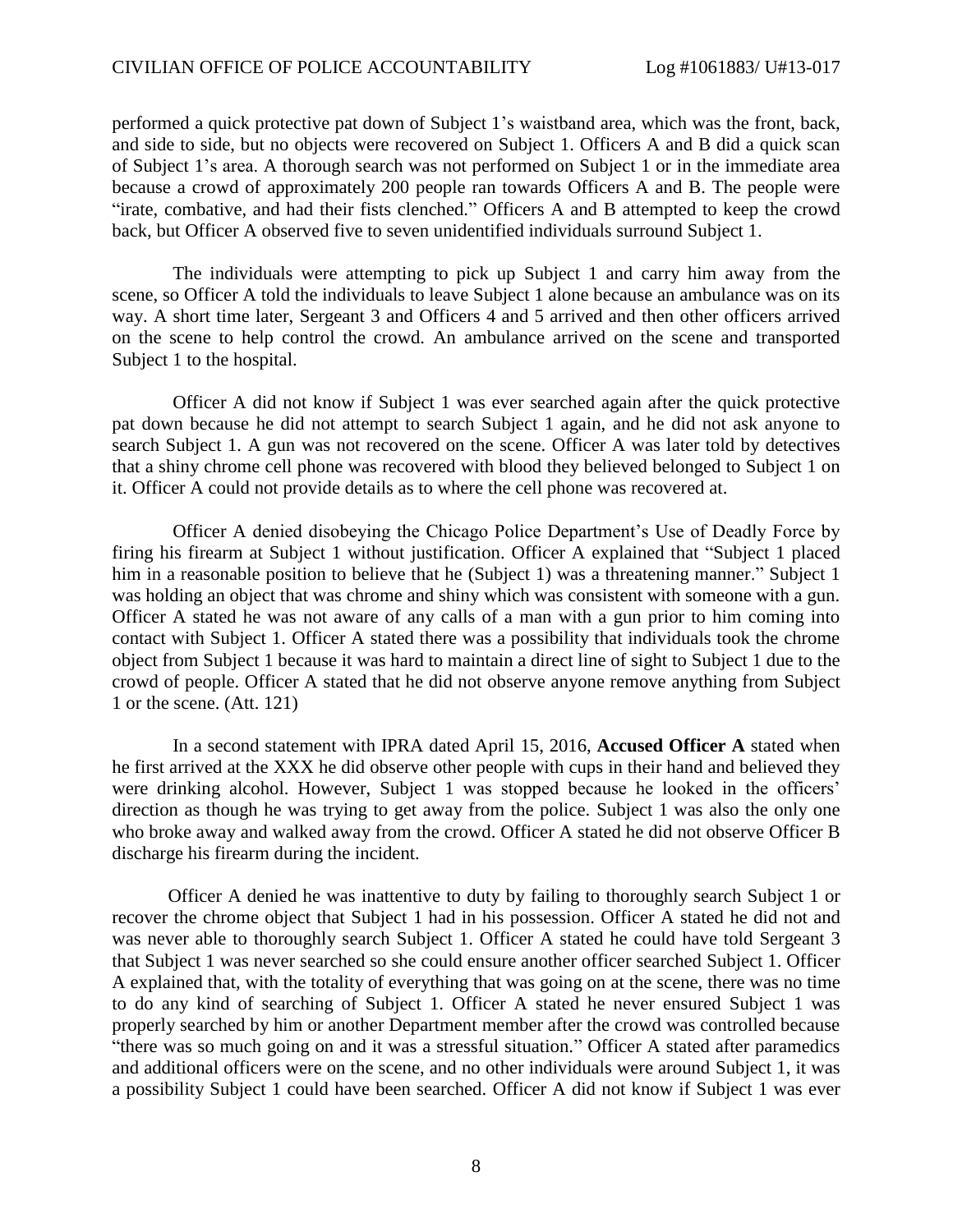performed a quick protective pat down of Subject 1's waistband area, which was the front, back, and side to side, but no objects were recovered on Subject 1. Officers A and B did a quick scan of Subject 1's area. A thorough search was not performed on Subject 1 or in the immediate area because a crowd of approximately 200 people ran towards Officers A and B. The people were "irate, combative, and had their fists clenched." Officers A and B attempted to keep the crowd back, but Officer A observed five to seven unidentified individuals surround Subject 1.

The individuals were attempting to pick up Subject 1 and carry him away from the scene, so Officer A told the individuals to leave Subject 1 alone because an ambulance was on its way. A short time later, Sergeant 3 and Officers 4 and 5 arrived and then other officers arrived on the scene to help control the crowd. An ambulance arrived on the scene and transported Subject 1 to the hospital.

Officer A did not know if Subject 1 was ever searched again after the quick protective pat down because he did not attempt to search Subject 1 again, and he did not ask anyone to search Subject 1. A gun was not recovered on the scene. Officer A was later told by detectives that a shiny chrome cell phone was recovered with blood they believed belonged to Subject 1 on it. Officer A could not provide details as to where the cell phone was recovered at.

Officer A denied disobeying the Chicago Police Department's Use of Deadly Force by firing his firearm at Subject 1 without justification. Officer A explained that "Subject 1 placed him in a reasonable position to believe that he (Subject 1) was a threatening manner." Subject 1 was holding an object that was chrome and shiny which was consistent with someone with a gun. Officer A stated he was not aware of any calls of a man with a gun prior to him coming into contact with Subject 1. Officer A stated there was a possibility that individuals took the chrome object from Subject 1 because it was hard to maintain a direct line of sight to Subject 1 due to the crowd of people. Officer A stated that he did not observe anyone remove anything from Subject 1 or the scene. (Att. 121)

In a second statement with IPRA dated April 15, 2016, **Accused Officer A** stated when he first arrived at the XXX he did observe other people with cups in their hand and believed they were drinking alcohol. However, Subject 1 was stopped because he looked in the officers' direction as though he was trying to get away from the police. Subject 1 was also the only one who broke away and walked away from the crowd. Officer A stated he did not observe Officer B discharge his firearm during the incident.

Officer A denied he was inattentive to duty by failing to thoroughly search Subject 1 or recover the chrome object that Subject 1 had in his possession. Officer A stated he did not and was never able to thoroughly search Subject 1. Officer A stated he could have told Sergeant 3 that Subject 1 was never searched so she could ensure another officer searched Subject 1. Officer A explained that, with the totality of everything that was going on at the scene, there was no time to do any kind of searching of Subject 1. Officer A stated he never ensured Subject 1 was properly searched by him or another Department member after the crowd was controlled because "there was so much going on and it was a stressful situation." Officer A stated after paramedics and additional officers were on the scene, and no other individuals were around Subject 1, it was a possibility Subject 1 could have been searched. Officer A did not know if Subject 1 was ever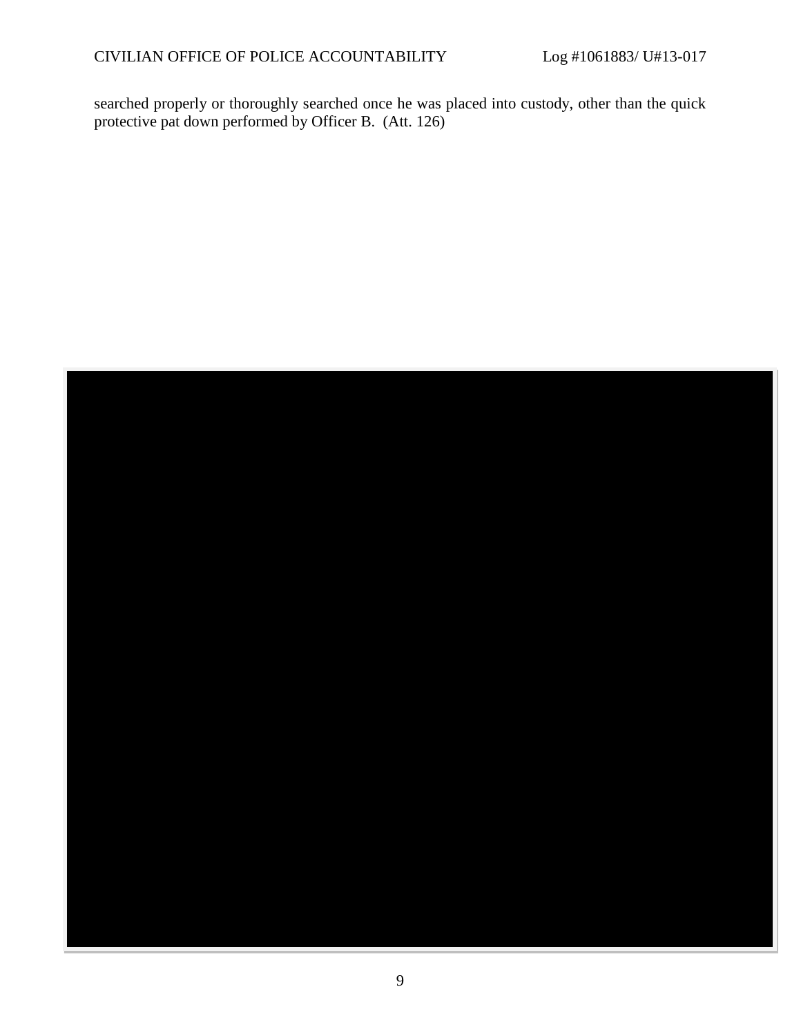searched properly or thoroughly searched once he was placed into custody, other than the quick protective pat down performed by Officer B. (Att. 126)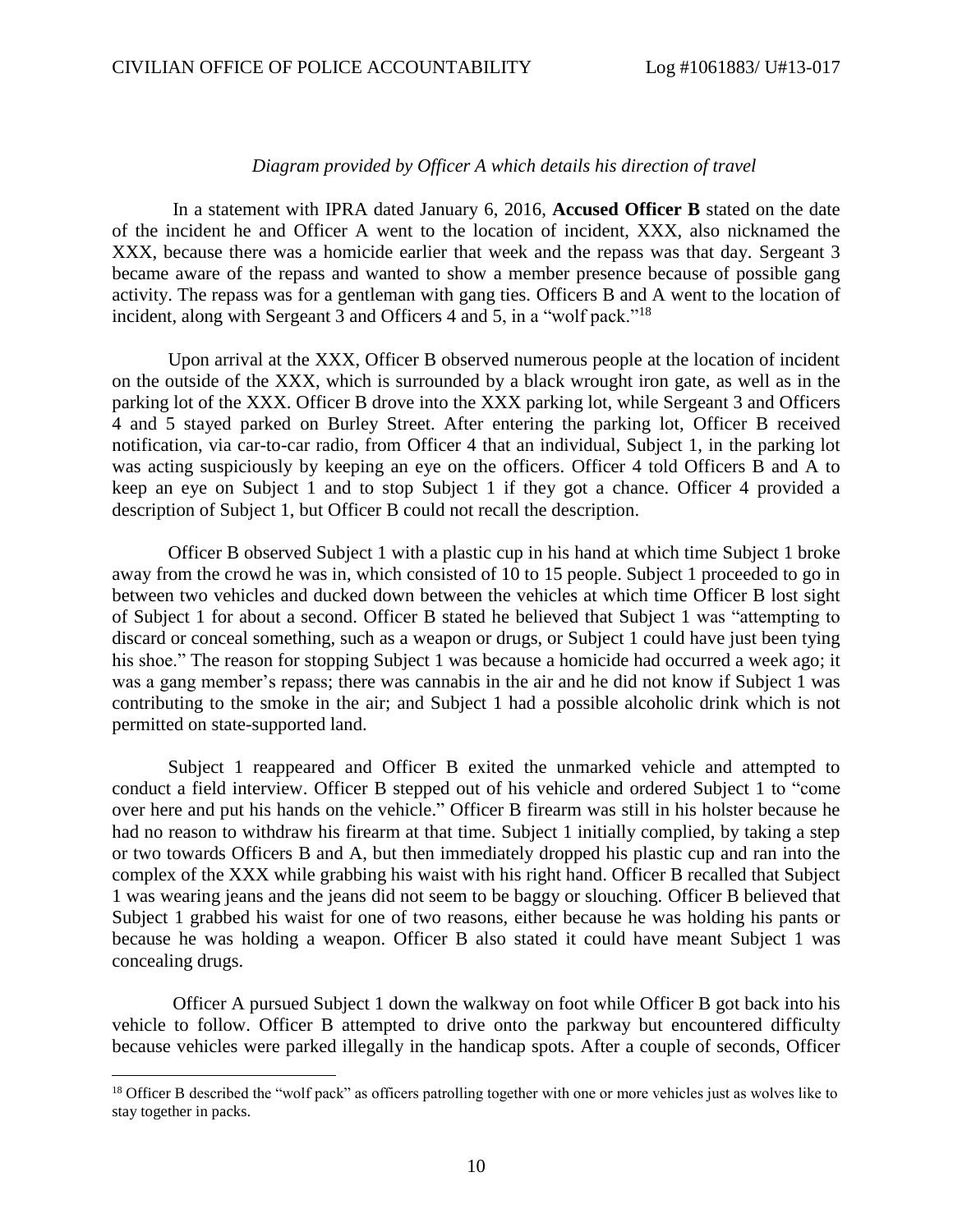*Diagram provided by Officer A which details his direction of travel*

In a statement with IPRA dated January 6, 2016, **Accused Officer B** stated on the date of the incident he and Officer A went to the location of incident, XXX, also nicknamed the XXX, because there was a homicide earlier that week and the repass was that day. Sergeant 3 became aware of the repass and wanted to show a member presence because of possible gang activity. The repass was for a gentleman with gang ties. Officers B and A went to the location of incident, along with Sergeant 3 and Officers 4 and 5, in a "wolf pack."[18]

Upon arrival at the XXX, Officer B observed numerous people at the location of incident on the outside of the XXX, which is surrounded by a black wrought iron gate, as well as in the parking lot of the XXX. Officer B drove into the XXX parking lot, while Sergeant 3 and Officers 4 and 5 stayed parked on Burley Street. After entering the parking lot, Officer B received notification, via car-to-car radio, from Officer 4 that an individual, Subject 1, in the parking lot was acting suspiciously by keeping an eye on the officers. Officer 4 told Officers B and A to keep an eye on Subject 1 and to stop Subject 1 if they got a chance. Officer 4 provided a description of Subject 1, but Officer B could not recall the description.

Officer B observed Subject 1 with a plastic cup in his hand at which time Subject 1 broke away from the crowd he was in, which consisted of 10 to 15 people. Subject 1 proceeded to go in between two vehicles and ducked down between the vehicles at which time Officer B lost sight of Subject 1 for about a second. Officer B stated he believed that Subject 1 was "attempting to discard or conceal something, such as a weapon or drugs, or Subject 1 could have just been tying his shoe." The reason for stopping Subject 1 was because a homicide had occurred a week ago; it was a gang member's repass; there was cannabis in the air and he did not know if Subject 1 was contributing to the smoke in the air; and Subject 1 had a possible alcoholic drink which is not permitted on state-supported land.

Subject 1 reappeared and Officer B exited the unmarked vehicle and attempted to conduct a field interview. Officer B stepped out of his vehicle and ordered Subject 1 to "come over here and put his hands on the vehicle." Officer B firearm was still in his holster because he had no reason to withdraw his firearm at that time. Subject 1 initially complied, by taking a step or two towards Officers B and A, but then immediately dropped his plastic cup and ran into the complex of the XXX while grabbing his waist with his right hand. Officer B recalled that Subject 1 was wearing jeans and the jeans did not seem to be baggy or slouching. Officer B believed that Subject 1 grabbed his waist for one of two reasons, either because he was holding his pants or because he was holding a weapon. Officer B also stated it could have meant Subject 1 was concealing drugs.

Officer A pursued Subject 1 down the walkway on foot while Officer B got back into his vehicle to follow. Officer B attempted to drive onto the parkway but encountered difficulty because vehicles were parked illegally in the handicap spots. After a couple of seconds, Officer

[18] Officer B described the "wolf pack" as officers patrolling together with one or more vehicles just as wolves like to stay together in packs.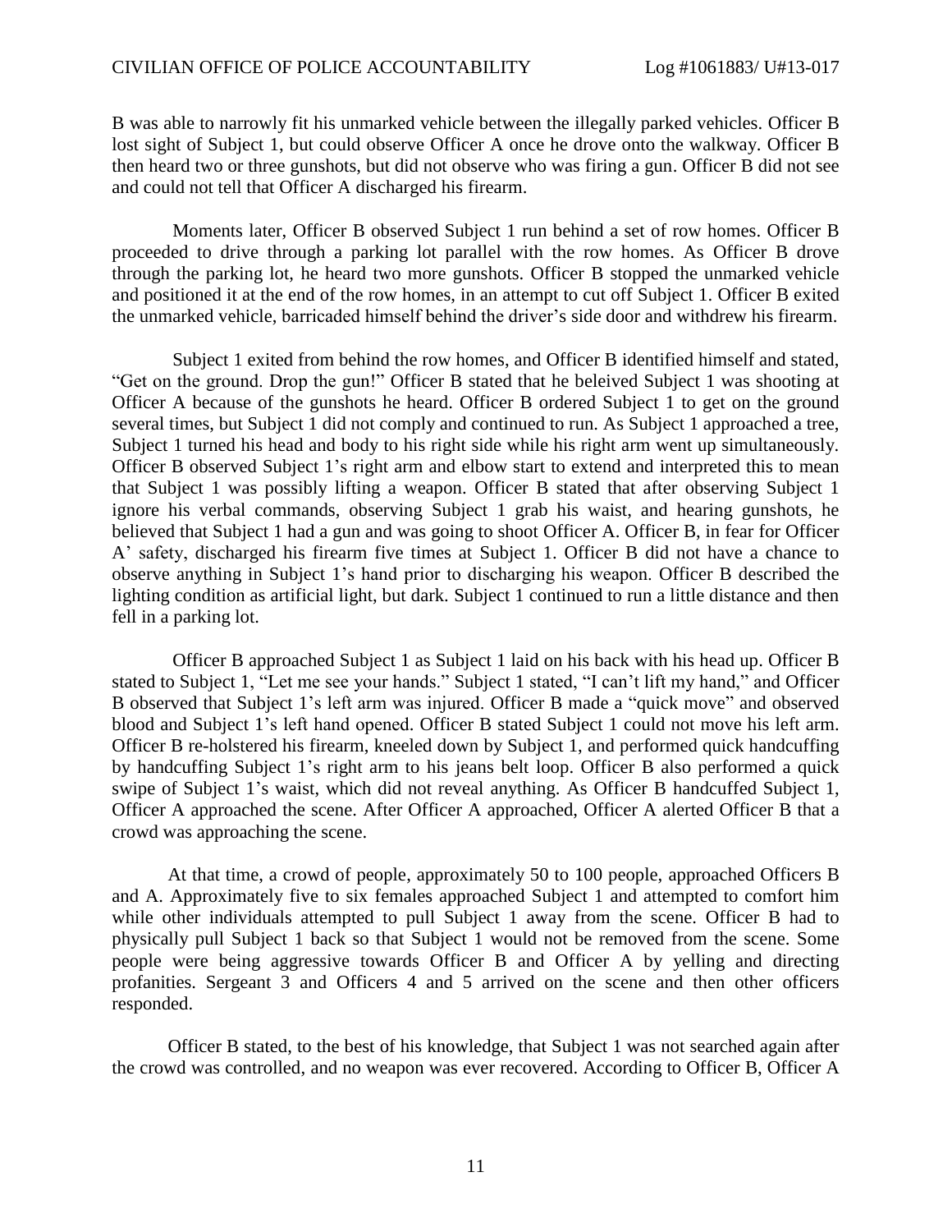B was able to narrowly fit his unmarked vehicle between the illegally parked vehicles. Officer B lost sight of Subject 1, but could observe Officer A once he drove onto the walkway. Officer B then heard two or three gunshots, but did not observe who was firing a gun. Officer B did not see and could not tell that Officer A discharged his firearm.

Moments later, Officer B observed Subject 1 run behind a set of row homes. Officer B proceeded to drive through a parking lot parallel with the row homes. As Officer B drove through the parking lot, he heard two more gunshots. Officer B stopped the unmarked vehicle and positioned it at the end of the row homes, in an attempt to cut off Subject 1. Officer B exited the unmarked vehicle, barricaded himself behind the driver's side door and withdrew his firearm.

Subject 1 exited from behind the row homes, and Officer B identified himself and stated, "Get on the ground. Drop the gun!" Officer B stated that he beleived Subject 1 was shooting at Officer A because of the gunshots he heard. Officer B ordered Subject 1 to get on the ground several times, but Subject 1 did not comply and continued to run. As Subject 1 approached a tree, Subject 1 turned his head and body to his right side while his right arm went up simultaneously. Officer B observed Subject 1's right arm and elbow start to extend and interpreted this to mean that Subject 1 was possibly lifting a weapon. Officer B stated that after observing Subject 1 ignore his verbal commands, observing Subject 1 grab his waist, and hearing gunshots, he believed that Subject 1 had a gun and was going to shoot Officer A. Officer B, in fear for Officer A' safety, discharged his firearm five times at Subject 1. Officer B did not have a chance to observe anything in Subject 1's hand prior to discharging his weapon. Officer B described the lighting condition as artificial light, but dark. Subject 1 continued to run a little distance and then fell in a parking lot.

Officer B approached Subject 1 as Subject 1 laid on his back with his head up. Officer B stated to Subject 1, "Let me see your hands." Subject 1 stated, "I can't lift my hand," and Officer B observed that Subject 1's left arm was injured. Officer B made a "quick move" and observed blood and Subject 1's left hand opened. Officer B stated Subject 1 could not move his left arm. Officer B re-holstered his firearm, kneeled down by Subject 1, and performed quick handcuffing by handcuffing Subject 1's right arm to his jeans belt loop. Officer B also performed a quick swipe of Subject 1's waist, which did not reveal anything. As Officer B handcuffed Subject 1, Officer A approached the scene. After Officer A approached, Officer A alerted Officer B that a crowd was approaching the scene.

At that time, a crowd of people, approximately 50 to 100 people, approached Officers B and A. Approximately five to six females approached Subject 1 and attempted to comfort him while other individuals attempted to pull Subject 1 away from the scene. Officer B had to physically pull Subject 1 back so that Subject 1 would not be removed from the scene. Some people were being aggressive towards Officer B and Officer A by yelling and directing profanities. Sergeant 3 and Officers 4 and 5 arrived on the scene and then other officers responded.

Officer B stated, to the best of his knowledge, that Subject 1 was not searched again after the crowd was controlled, and no weapon was ever recovered. According to Officer B, Officer A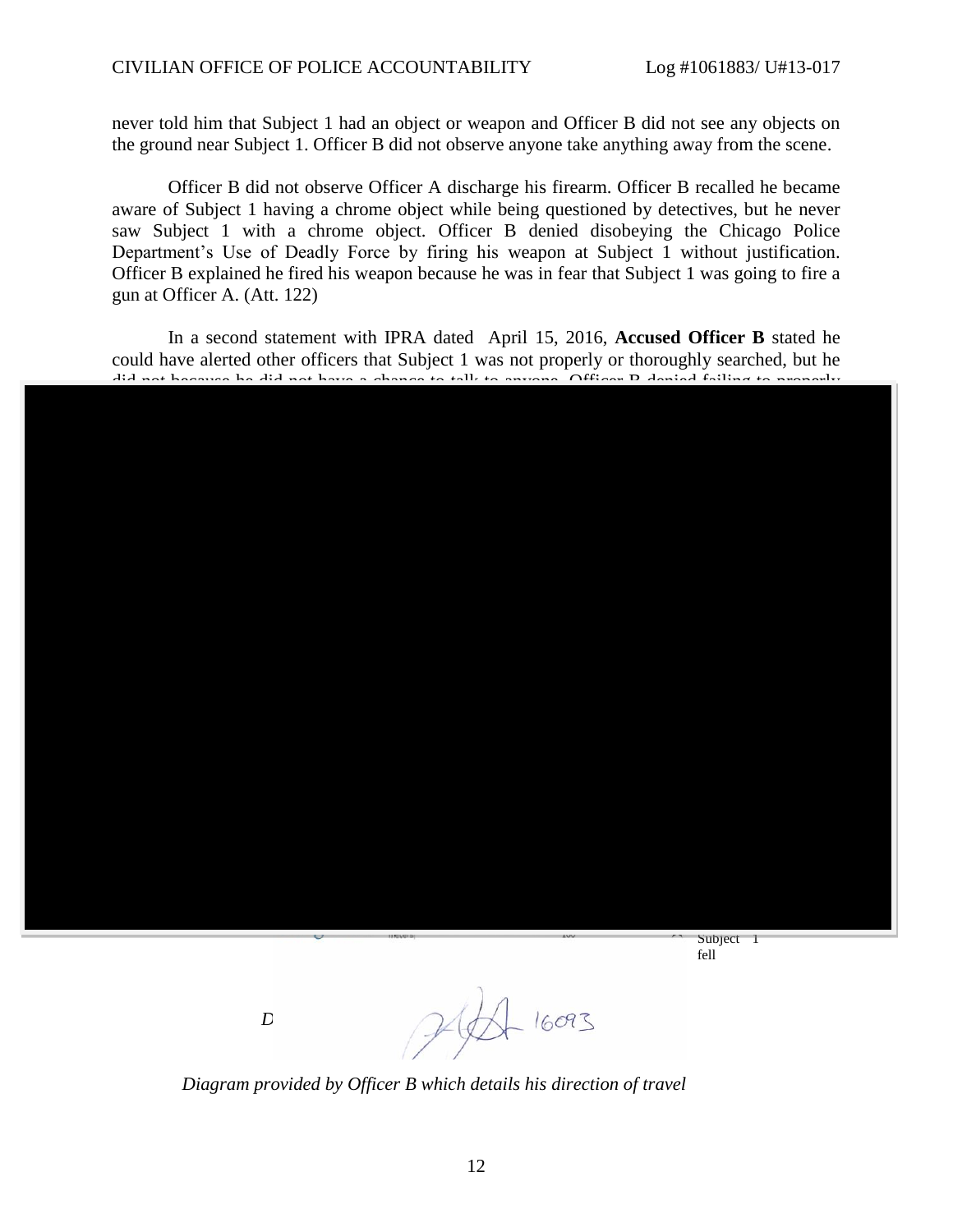never told him that Subject 1 had an object or weapon and Officer B did not see any objects on the ground near Subject 1. Officer B did not observe anyone take anything away from the scene.

Officer B did not observe Officer A discharge his firearm. Officer B recalled he became aware of Subject 1 having a chrome object while being questioned by detectives, but he never saw Subject 1 with a chrome object. Officer B denied disobeying the Chicago Police Department's Use of Deadly Force by firing his weapon at Subject 1 without justification. Officer B explained he fired his weapon because he was in fear that Subject 1 was going to fire a gun at Officer A. (Att. 122)

In a second statement with IPRA dated April 15, 2016, **Accused Officer B** stated he could have alerted other officers that Subject 1 was not properly or thoroughly searched, but he did not because he did not have a chance to talk to anyone. Officer B denied failing to properly

Subject 1 fell

D

16093

*Diagram provided by Officer B which details his direction of travel*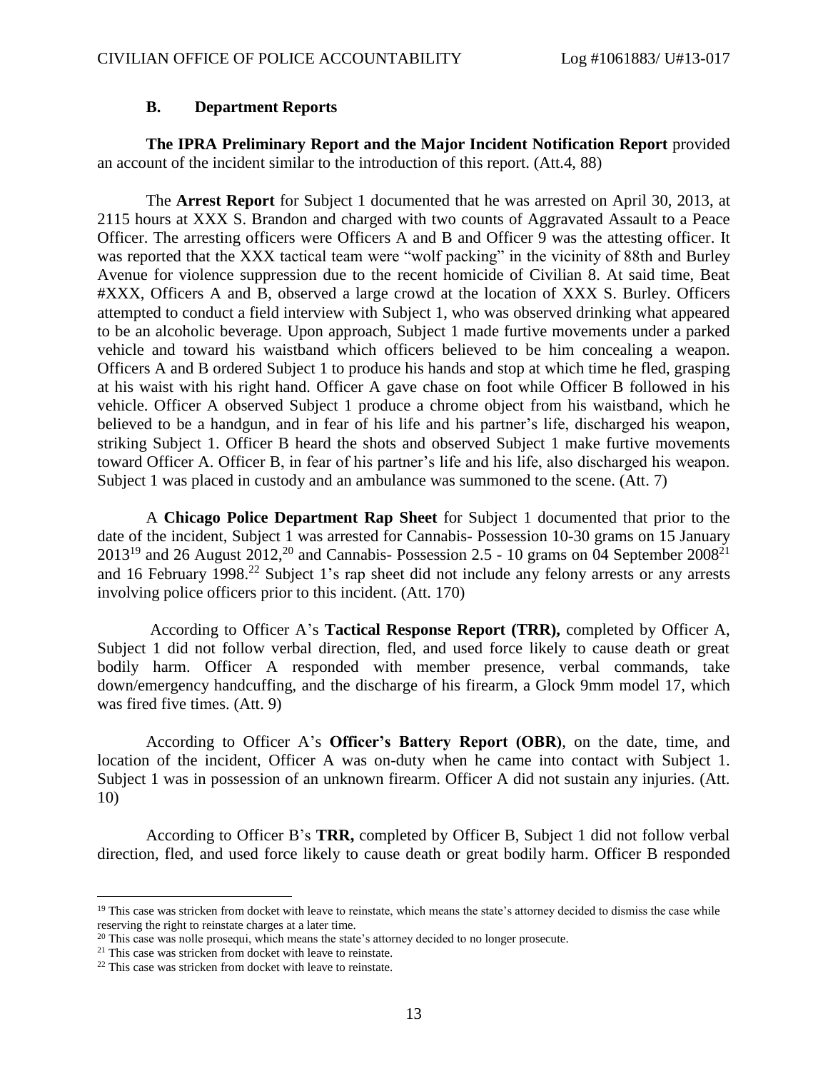### B. Department Reports

**The IPRA Preliminary Report and the Major Incident Notification Report** provided an account of the incident similar to the introduction of this report. (Att.4, 88)

The **Arrest Report** for Subject 1 documented that he was arrested on April 30, 2013, at 2115 hours at XXX S. Brandon and charged with two counts of Aggravated Assault to a Peace Officer. The arresting officers were Officers A and B and Officer 9 was the attesting officer. It was reported that the XXX tactical team were "wolf packing" in the vicinity of 88th and Burley Avenue for violence suppression due to the recent homicide of Civilian 8. At said time, Beat #XXX, Officers A and B, observed a large crowd at the location of XXX S. Burley. Officers attempted to conduct a field interview with Subject 1, who was observed drinking what appeared to be an alcoholic beverage. Upon approach, Subject 1 made furtive movements under a parked vehicle and toward his waistband which officers believed to be him concealing a weapon. Officers A and B ordered Subject 1 to produce his hands and stop at which time he fled, grasping at his waist with his right hand. Officer A gave chase on foot while Officer B followed in his vehicle. Officer A observed Subject 1 produce a chrome object from his waistband, which he believed to be a handgun, and in fear of his life and his partner's life, discharged his weapon, striking Subject 1. Officer B heard the shots and observed Subject 1 make furtive movements toward Officer A. Officer B, in fear of his partner's life and his life, also discharged his weapon. Subject 1 was placed in custody and an ambulance was summoned to the scene. (Att. 7)

A **Chicago Police Department Rap Sheet** for Subject 1 documented that prior to the date of the incident, Subject 1 was arrested for Cannabis- Possession 10-30 grams on 15 January 2013[19] and 26 August 2012,[20] and Cannabis- Possession 2.5 - 10 grams on 04 September 2008[21] and 16 February 1998.[22] Subject 1's rap sheet did not include any felony arrests or any arrests involving police officers prior to this incident. (Att. 170)

According to Officer A's **Tactical Response Report (TRR),** completed by Officer A, Subject 1 did not follow verbal direction, fled, and used force likely to cause death or great bodily harm. Officer A responded with member presence, verbal commands, take down/emergency handcuffing, and the discharge of his firearm, a Glock 9mm model 17, which was fired five times. (Att. 9)

According to Officer A's **Officer's Battery Report (OBR)**, on the date, time, and location of the incident, Officer A was on-duty when he came into contact with Subject 1. Subject 1 was in possession of an unknown firearm. Officer A did not sustain any injuries. (Att. 10)

According to Officer B's **TRR,** completed by Officer B, Subject 1 did not follow verbal direction, fled, and used force likely to cause death or great bodily harm. Officer B responded

---

[19] This case was stricken from docket with leave to reinstate, which means the state's attorney decided to dismiss the case while reserving the right to reinstate charges at a later time.

[20] This case was nolle prosequi, which means the state's attorney decided to no longer prosecute.

[21] This case was stricken from docket with leave to reinstate.

[22] This case was stricken from docket with leave to reinstate.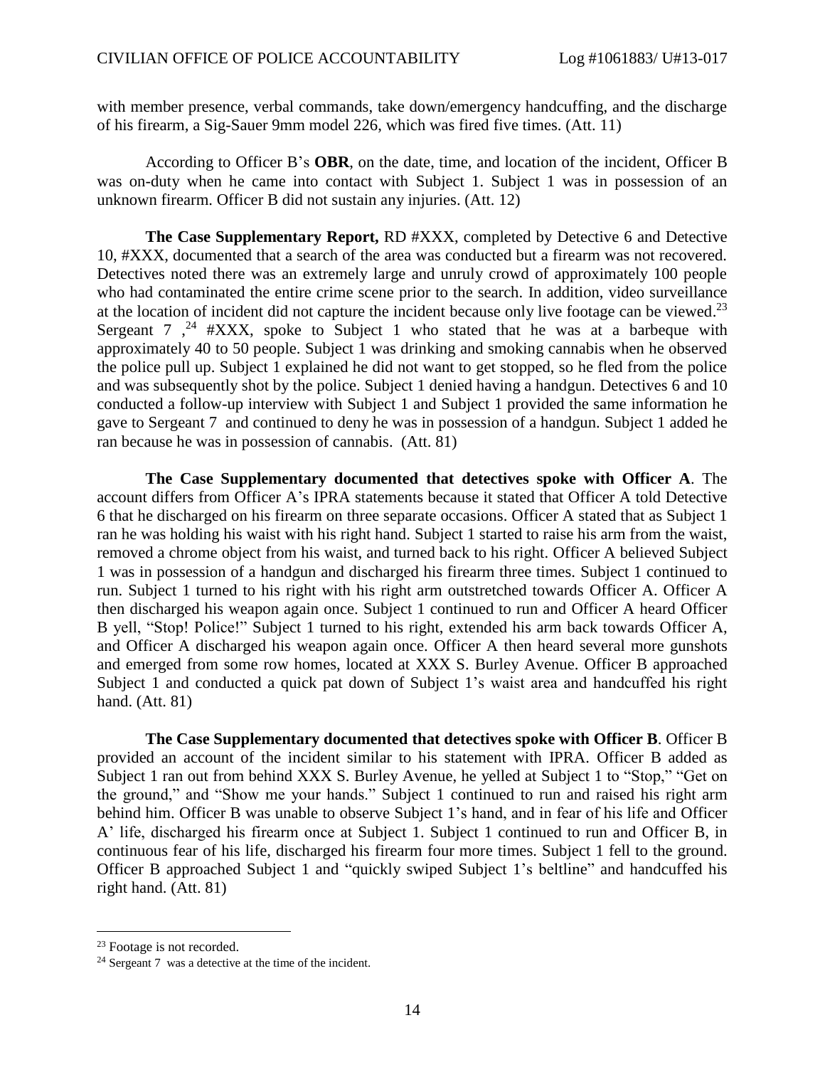with member presence, verbal commands, take down/emergency handcuffing, and the discharge of his firearm, a Sig-Sauer 9mm model 226, which was fired five times. (Att. 11)

According to Officer B's **OBR**, on the date, time, and location of the incident, Officer B was on-duty when he came into contact with Subject 1. Subject 1 was in possession of an unknown firearm. Officer B did not sustain any injuries. (Att. 12)

**The Case Supplementary Report,** RD #XXX, completed by Detective 6 and Detective 10, #XXX, documented that a search of the area was conducted but a firearm was not recovered. Detectives noted there was an extremely large and unruly crowd of approximately 100 people who had contaminated the entire crime scene prior to the search. In addition, video surveillance at the location of incident did not capture the incident because only live footage can be viewed.[23] Sergeant 7 ,[24] #XXX, spoke to Subject 1 who stated that he was at a barbeque with approximately 40 to 50 people. Subject 1 was drinking and smoking cannabis when he observed the police pull up. Subject 1 explained he did not want to get stopped, so he fled from the police and was subsequently shot by the police. Subject 1 denied having a handgun. Detectives 6 and 10 conducted a follow-up interview with Subject 1 and Subject 1 provided the same information he gave to Sergeant 7 and continued to deny he was in possession of a handgun. Subject 1 added he ran because he was in possession of cannabis. (Att. 81)

**The Case Supplementary documented that detectives spoke with Officer A**. The account differs from Officer A's IPRA statements because it stated that Officer A told Detective 6 that he discharged on his firearm on three separate occasions. Officer A stated that as Subject 1 ran he was holding his waist with his right hand. Subject 1 started to raise his arm from the waist, removed a chrome object from his waist, and turned back to his right. Officer A believed Subject 1 was in possession of a handgun and discharged his firearm three times. Subject 1 continued to run. Subject 1 turned to his right with his right arm outstretched towards Officer A. Officer A then discharged his weapon again once. Subject 1 continued to run and Officer A heard Officer B yell, "Stop! Police!" Subject 1 turned to his right, extended his arm back towards Officer A, and Officer A discharged his weapon again once. Officer A then heard several more gunshots and emerged from some row homes, located at XXX S. Burley Avenue. Officer B approached Subject 1 and conducted a quick pat down of Subject 1's waist area and handcuffed his right hand. (Att. 81)

**The Case Supplementary documented that detectives spoke with Officer B**. Officer B provided an account of the incident similar to his statement with IPRA. Officer B added as Subject 1 ran out from behind XXX S. Burley Avenue, he yelled at Subject 1 to "Stop," "Get on the ground," and "Show me your hands." Subject 1 continued to run and raised his right arm behind him. Officer B was unable to observe Subject 1's hand, and in fear of his life and Officer A' life, discharged his firearm once at Subject 1. Subject 1 continued to run and Officer B, in continuous fear of his life, discharged his firearm four more times. Subject 1 fell to the ground. Officer B approached Subject 1 and "quickly swiped Subject 1's beltline" and handcuffed his right hand. (Att. 81)

---

[23] Footage is not recorded.

[24] Sergeant 7 was a detective at the time of the incident.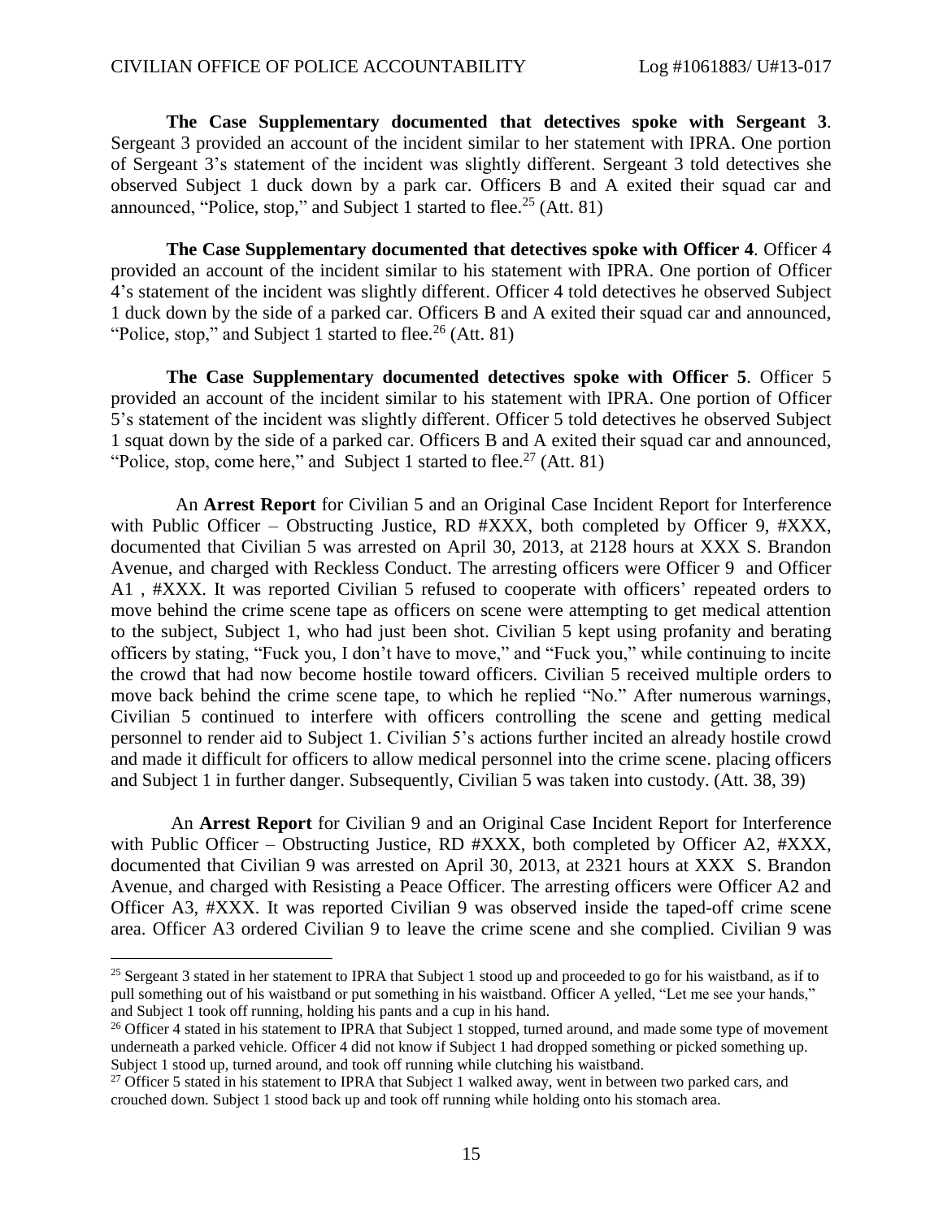**The Case Supplementary documented that detectives spoke with Sergeant 3**. Sergeant 3 provided an account of the incident similar to her statement with IPRA. One portion of Sergeant 3's statement of the incident was slightly different. Sergeant 3 told detectives she observed Subject 1 duck down by a park car. Officers B and A exited their squad car and announced, "Police, stop," and Subject 1 started to flee.[25] (Att. 81)

**The Case Supplementary documented that detectives spoke with Officer 4**. Officer 4 provided an account of the incident similar to his statement with IPRA. One portion of Officer 4's statement of the incident was slightly different. Officer 4 told detectives he observed Subject 1 duck down by the side of a parked car. Officers B and A exited their squad car and announced, "Police, stop," and Subject 1 started to flee.[26] (Att. 81)

**The Case Supplementary documented detectives spoke with Officer 5**. Officer 5 provided an account of the incident similar to his statement with IPRA. One portion of Officer 5's statement of the incident was slightly different. Officer 5 told detectives he observed Subject 1 squat down by the side of a parked car. Officers B and A exited their squad car and announced, "Police, stop, come here," and Subject 1 started to flee.[27] (Att. 81)

An **Arrest Report** for Civilian 5 and an Original Case Incident Report for Interference with Public Officer – Obstructing Justice, RD #XXX, both completed by Officer 9, #XXX, documented that Civilian 5 was arrested on April 30, 2013, at 2128 hours at XXX S. Brandon Avenue, and charged with Reckless Conduct. The arresting officers were Officer 9 and Officer A1 , #XXX. It was reported Civilian 5 refused to cooperate with officers' repeated orders to move behind the crime scene tape as officers on scene were attempting to get medical attention to the subject, Subject 1, who had just been shot. Civilian 5 kept using profanity and berating officers by stating, "Fuck you, I don't have to move," and "Fuck you," while continuing to incite the crowd that had now become hostile toward officers. Civilian 5 received multiple orders to move back behind the crime scene tape, to which he replied "No." After numerous warnings, Civilian 5 continued to interfere with officers controlling the scene and getting medical personnel to render aid to Subject 1. Civilian 5's actions further incited an already hostile crowd and made it difficult for officers to allow medical personnel into the crime scene. placing officers and Subject 1 in further danger. Subsequently, Civilian 5 was taken into custody. (Att. 38, 39)

An **Arrest Report** for Civilian 9 and an Original Case Incident Report for Interference with Public Officer – Obstructing Justice, RD #XXX, both completed by Officer A2, #XXX, documented that Civilian 9 was arrested on April 30, 2013, at 2321 hours at XXX S. Brandon Avenue, and charged with Resisting a Peace Officer. The arresting officers were Officer A2 and Officer A3, #XXX. It was reported Civilian 9 was observed inside the taped-off crime scene area. Officer A3 ordered Civilian 9 to leave the crime scene and she complied. Civilian 9 was

---

[25] Sergeant 3 stated in her statement to IPRA that Subject 1 stood up and proceeded to go for his waistband, as if to pull something out of his waistband or put something in his waistband. Officer A yelled, "Let me see your hands," and Subject 1 took off running, holding his pants and a cup in his hand.

[26] Officer 4 stated in his statement to IPRA that Subject 1 stopped, turned around, and made some type of movement underneath a parked vehicle. Officer 4 did not know if Subject 1 had dropped something or picked something up. Subject 1 stood up, turned around, and took off running while clutching his waistband.

[27] Officer 5 stated in his statement to IPRA that Subject 1 walked away, went in between two parked cars, and crouched down. Subject 1 stood back up and took off running while holding onto his stomach area.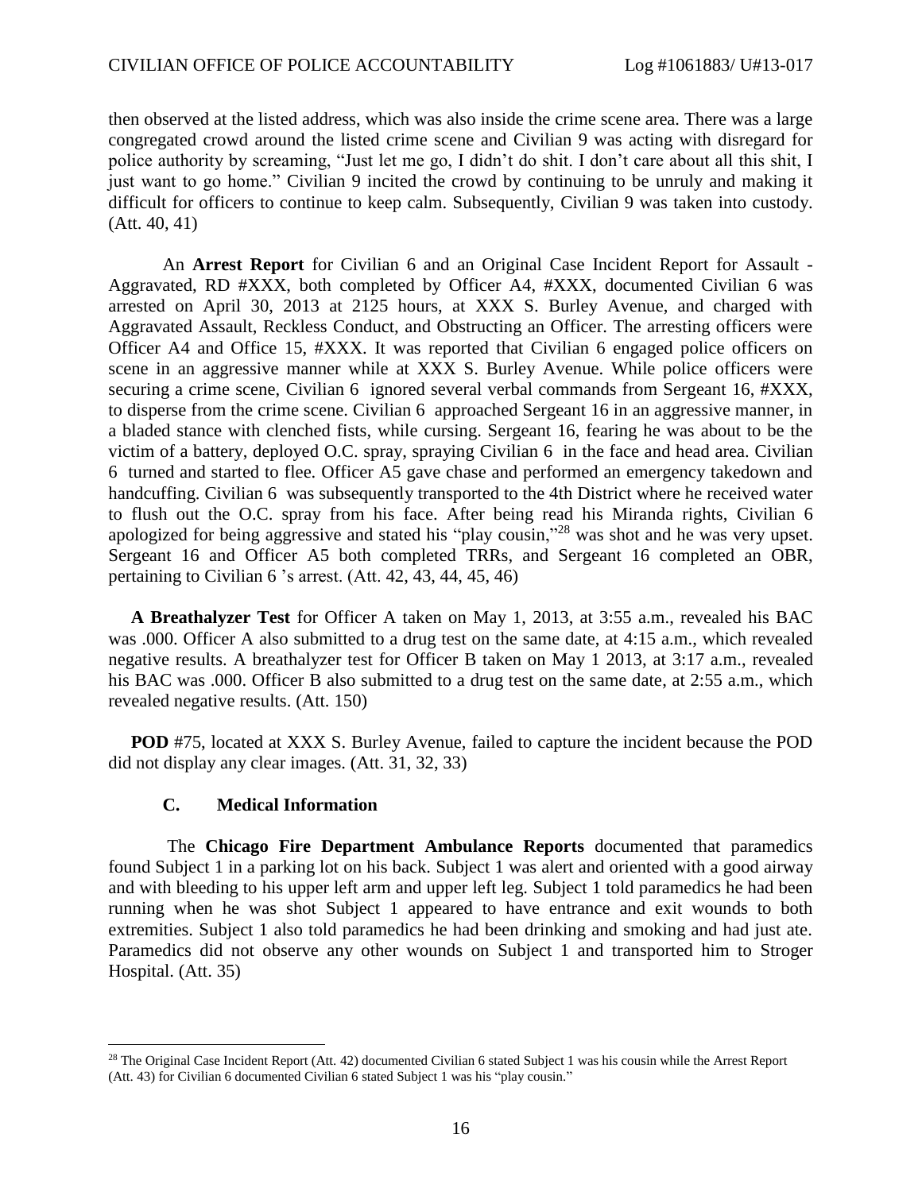then observed at the listed address, which was also inside the crime scene area. There was a large congregated crowd around the listed crime scene and Civilian 9 was acting with disregard for police authority by screaming, "Just let me go, I didn't do shit. I don't care about all this shit, I just want to go home." Civilian 9 incited the crowd by continuing to be unruly and making it difficult for officers to continue to keep calm. Subsequently, Civilian 9 was taken into custody. (Att. 40, 41)

An **Arrest Report** for Civilian 6 and an Original Case Incident Report for Assault - Aggravated, RD #XXX, both completed by Officer A4, #XXX, documented Civilian 6 was arrested on April 30, 2013 at 2125 hours, at XXX S. Burley Avenue, and charged with Aggravated Assault, Reckless Conduct, and Obstructing an Officer. The arresting officers were Officer A4 and Office 15, #XXX. It was reported that Civilian 6 engaged police officers on scene in an aggressive manner while at XXX S. Burley Avenue. While police officers were securing a crime scene, Civilian 6 ignored several verbal commands from Sergeant 16, #XXX, to disperse from the crime scene. Civilian 6 approached Sergeant 16 in an aggressive manner, in a bladed stance with clenched fists, while cursing. Sergeant 16, fearing he was about to be the victim of a battery, deployed O.C. spray, spraying Civilian 6 in the face and head area. Civilian 6 turned and started to flee. Officer A5 gave chase and performed an emergency takedown and handcuffing. Civilian 6 was subsequently transported to the 4th District where he received water to flush out the O.C. spray from his face. After being read his Miranda rights, Civilian 6 apologized for being aggressive and stated his "play cousin,"[28] was shot and he was very upset. Sergeant 16 and Officer A5 both completed TRRs, and Sergeant 16 completed an OBR, pertaining to Civilian 6 's arrest. (Att. 42, 43, 44, 45, 46)

**A Breathalyzer Test** for Officer A taken on May 1, 2013, at 3:55 a.m., revealed his BAC was .000. Officer A also submitted to a drug test on the same date, at 4:15 a.m., which revealed negative results. A breathalyzer test for Officer B taken on May 1 2013, at 3:17 a.m., revealed his BAC was .000. Officer B also submitted to a drug test on the same date, at 2:55 a.m., which revealed negative results. (Att. 150)

**POD** #75, located at XXX S. Burley Avenue, failed to capture the incident because the POD did not display any clear images. (Att. 31, 32, 33)

### C. Medical Information

The **Chicago Fire Department Ambulance Reports** documented that paramedics found Subject 1 in a parking lot on his back. Subject 1 was alert and oriented with a good airway and with bleeding to his upper left arm and upper left leg. Subject 1 told paramedics he had been running when he was shot Subject 1 appeared to have entrance and exit wounds to both extremities. Subject 1 also told paramedics he had been drinking and smoking and had just ate. Paramedics did not observe any other wounds on Subject 1 and transported him to Stroger Hospital. (Att. 35)

---

[28] The Original Case Incident Report (Att. 42) documented Civilian 6 stated Subject 1 was his cousin while the Arrest Report (Att. 43) for Civilian 6 documented Civilian 6 stated Subject 1 was his "play cousin."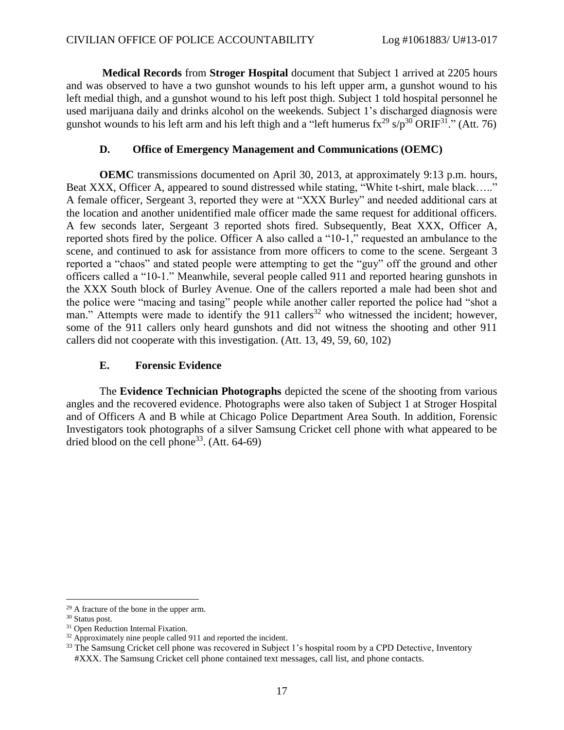**Medical Records** from **Stroger Hospital** document that Subject 1 arrived at 2205 hours and was observed to have a two gunshot wounds to his left upper arm, a gunshot wound to his left medial thigh, and a gunshot wound to his left post thigh. Subject 1 told hospital personnel he used marijuana daily and drinks alcohol on the weekends. Subject 1's discharged diagnosis were gunshot wounds to his left arm and his left thigh and a "left humerus fx[29] s/p[30] ORIF[31]." (Att. 76)

### D. Office of Emergency Management and Communications (OEMC)

**OEMC** transmissions documented on April 30, 2013, at approximately 9:13 p.m. hours, Beat XXX, Officer A, appeared to sound distressed while stating, "White t-shirt, male black….." A female officer, Sergeant 3, reported they were at "XXX Burley" and needed additional cars at the location and another unidentified male officer made the same request for additional officers. A few seconds later, Sergeant 3 reported shots fired. Subsequently, Beat XXX, Officer A, reported shots fired by the police. Officer A also called a "10-1," requested an ambulance to the scene, and continued to ask for assistance from more officers to come to the scene. Sergeant 3 reported a "chaos" and stated people were attempting to get the "guy" off the ground and other officers called a "10-1." Meanwhile, several people called 911 and reported hearing gunshots in the XXX South block of Burley Avenue. One of the callers reported a male had been shot and the police were "macing and tasing" people while another caller reported the police had "shot a man." Attempts were made to identify the 911 callers[32] who witnessed the incident; however, some of the 911 callers only heard gunshots and did not witness the shooting and other 911 callers did not cooperate with this investigation. (Att. 13, 49, 59, 60, 102)

### E. Forensic Evidence

The **Evidence Technician Photographs** depicted the scene of the shooting from various angles and the recovered evidence. Photographs were also taken of Subject 1 at Stroger Hospital and of Officers A and B while at Chicago Police Department Area South. In addition, Forensic Investigators took photographs of a silver Samsung Cricket cell phone with what appeared to be dried blood on the cell phone[33]. (Att. 64-69)

---

[29] A fracture of the bone in the upper arm.

[30] Status post.

[31] Open Reduction Internal Fixation.

[32] Approximately nine people called 911 and reported the incident.

[33] The Samsung Cricket cell phone was recovered in Subject 1's hospital room by a CPD Detective, Inventory #XXX. The Samsung Cricket cell phone contained text messages, call list, and phone contacts.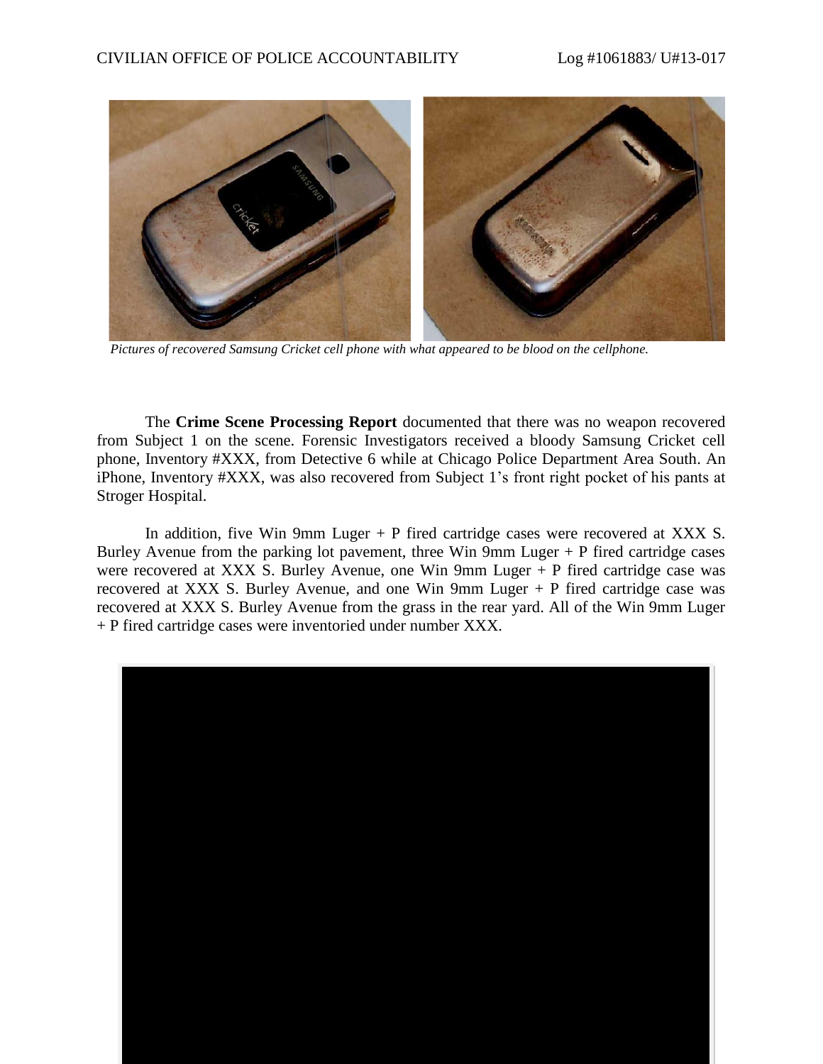*Pictures of recovered Samsung Cricket cell phone with what appeared to be blood on the cellphone.*

The **Crime Scene Processing Report** documented that there was no weapon recovered from Subject 1 on the scene. Forensic Investigators received a bloody Samsung Cricket cell phone, Inventory #XXX, from Detective 6 while at Chicago Police Department Area South. An iPhone, Inventory #XXX, was also recovered from Subject 1's front right pocket of his pants at Stroger Hospital.

In addition, five Win 9mm Luger + P fired cartridge cases were recovered at XXX S. Burley Avenue from the parking lot pavement, three Win 9mm Luger + P fired cartridge cases were recovered at XXX S. Burley Avenue, one Win 9mm Luger + P fired cartridge case was recovered at XXX S. Burley Avenue, and one Win 9mm Luger + P fired cartridge case was recovered at XXX S. Burley Avenue from the grass in the rear yard. All of the Win 9mm Luger + P fired cartridge cases were inventoried under number XXX.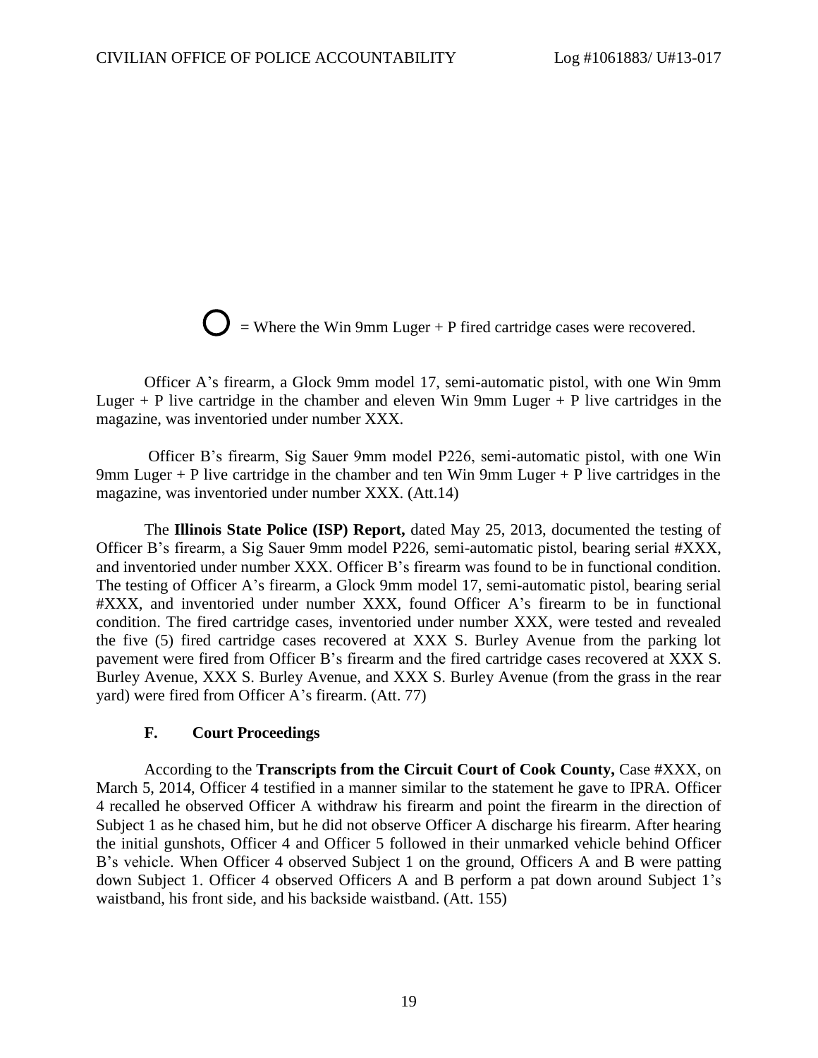○ = Where the Win 9mm Luger + P fired cartridge cases were recovered.

Officer A's firearm, a Glock 9mm model 17, semi-automatic pistol, with one Win 9mm Luger + P live cartridge in the chamber and eleven Win 9mm Luger + P live cartridges in the magazine, was inventoried under number XXX.

Officer B's firearm, Sig Sauer 9mm model P226, semi-automatic pistol, with one Win 9mm Luger + P live cartridge in the chamber and ten Win 9mm Luger + P live cartridges in the magazine, was inventoried under number XXX. (Att.14)

The **Illinois State Police (ISP) Report,** dated May 25, 2013, documented the testing of Officer B's firearm, a Sig Sauer 9mm model P226, semi-automatic pistol, bearing serial #XXX, and inventoried under number XXX. Officer B's firearm was found to be in functional condition. The testing of Officer A's firearm, a Glock 9mm model 17, semi-automatic pistol, bearing serial #XXX, and inventoried under number XXX, found Officer A's firearm to be in functional condition. The fired cartridge cases, inventoried under number XXX, were tested and revealed the five (5) fired cartridge cases recovered at XXX S. Burley Avenue from the parking lot pavement were fired from Officer B's firearm and the fired cartridge cases recovered at XXX S. Burley Avenue, XXX S. Burley Avenue, and XXX S. Burley Avenue (from the grass in the rear yard) were fired from Officer A's firearm. (Att. 77)

### F. Court Proceedings

According to the **Transcripts from the Circuit Court of Cook County,** Case #XXX, on March 5, 2014, Officer 4 testified in a manner similar to the statement he gave to IPRA. Officer 4 recalled he observed Officer A withdraw his firearm and point the firearm in the direction of Subject 1 as he chased him, but he did not observe Officer A discharge his firearm. After hearing the initial gunshots, Officer 4 and Officer 5 followed in their unmarked vehicle behind Officer B's vehicle. When Officer 4 observed Subject 1 on the ground, Officers A and B were patting down Subject 1. Officer 4 observed Officers A and B perform a pat down around Subject 1's waistband, his front side, and his backside waistband. (Att. 155)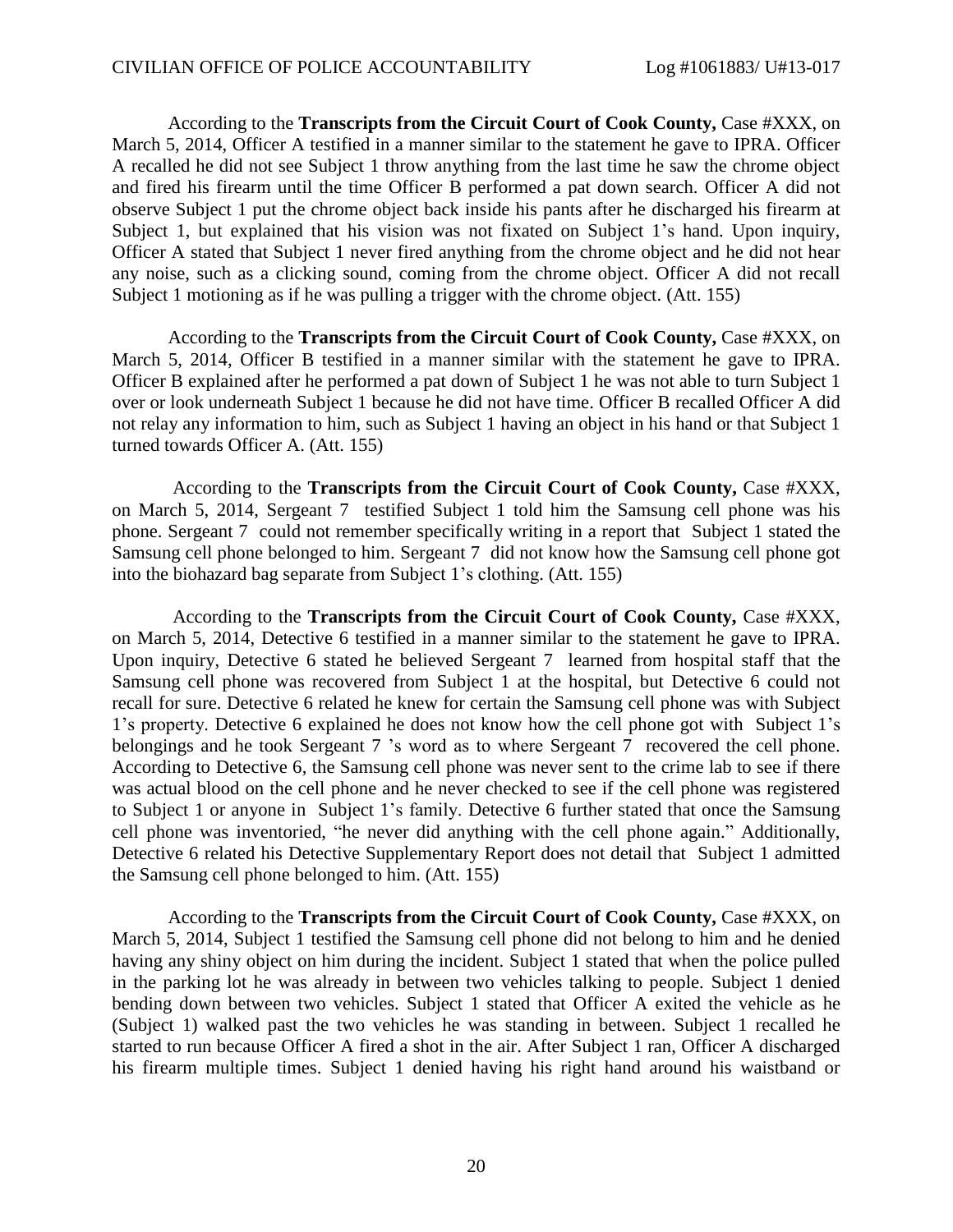According to the **Transcripts from the Circuit Court of Cook County,** Case #XXX, on March 5, 2014, Officer A testified in a manner similar to the statement he gave to IPRA. Officer A recalled he did not see Subject 1 throw anything from the last time he saw the chrome object and fired his firearm until the time Officer B performed a pat down search. Officer A did not observe Subject 1 put the chrome object back inside his pants after he discharged his firearm at Subject 1, but explained that his vision was not fixated on Subject 1's hand. Upon inquiry, Officer A stated that Subject 1 never fired anything from the chrome object and he did not hear any noise, such as a clicking sound, coming from the chrome object. Officer A did not recall Subject 1 motioning as if he was pulling a trigger with the chrome object. (Att. 155)

According to the **Transcripts from the Circuit Court of Cook County,** Case #XXX, on March 5, 2014, Officer B testified in a manner similar with the statement he gave to IPRA. Officer B explained after he performed a pat down of Subject 1 he was not able to turn Subject 1 over or look underneath Subject 1 because he did not have time. Officer B recalled Officer A did not relay any information to him, such as Subject 1 having an object in his hand or that Subject 1 turned towards Officer A. (Att. 155)

According to the **Transcripts from the Circuit Court of Cook County,** Case #XXX, on March 5, 2014, Sergeant 7 testified Subject 1 told him the Samsung cell phone was his phone. Sergeant 7 could not remember specifically writing in a report that Subject 1 stated the Samsung cell phone belonged to him. Sergeant 7 did not know how the Samsung cell phone got into the biohazard bag separate from Subject 1's clothing. (Att. 155)

According to the **Transcripts from the Circuit Court of Cook County,** Case #XXX, on March 5, 2014, Detective 6 testified in a manner similar to the statement he gave to IPRA. Upon inquiry, Detective 6 stated he believed Sergeant 7 learned from hospital staff that the Samsung cell phone was recovered from Subject 1 at the hospital, but Detective 6 could not recall for sure. Detective 6 related he knew for certain the Samsung cell phone was with Subject 1's property. Detective 6 explained he does not know how the cell phone got with Subject 1's belongings and he took Sergeant 7 's word as to where Sergeant 7 recovered the cell phone. According to Detective 6, the Samsung cell phone was never sent to the crime lab to see if there was actual blood on the cell phone and he never checked to see if the cell phone was registered to Subject 1 or anyone in Subject 1's family. Detective 6 further stated that once the Samsung cell phone was inventoried, "he never did anything with the cell phone again." Additionally, Detective 6 related his Detective Supplementary Report does not detail that Subject 1 admitted the Samsung cell phone belonged to him. (Att. 155)

According to the **Transcripts from the Circuit Court of Cook County,** Case #XXX, on March 5, 2014, Subject 1 testified the Samsung cell phone did not belong to him and he denied having any shiny object on him during the incident. Subject 1 stated that when the police pulled in the parking lot he was already in between two vehicles talking to people. Subject 1 denied bending down between two vehicles. Subject 1 stated that Officer A exited the vehicle as he (Subject 1) walked past the two vehicles he was standing in between. Subject 1 recalled he started to run because Officer A fired a shot in the air. After Subject 1 ran, Officer A discharged his firearm multiple times. Subject 1 denied having his right hand around his waistband or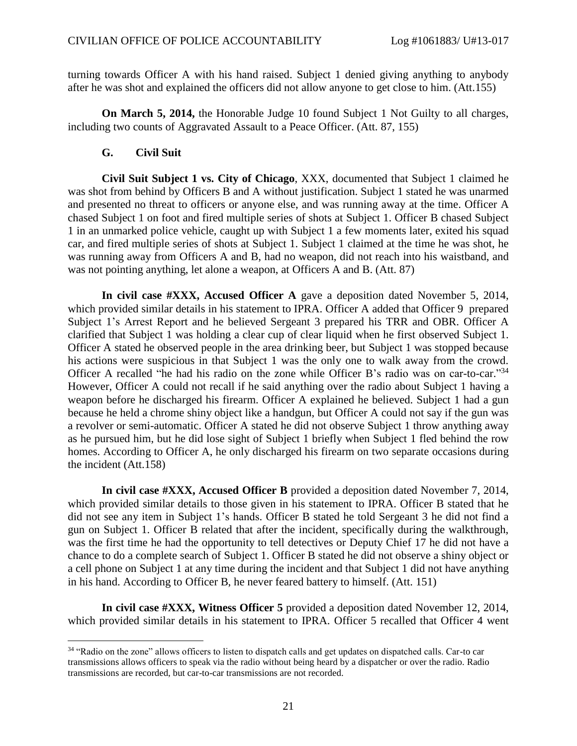turning towards Officer A with his hand raised. Subject 1 denied giving anything to anybody after he was shot and explained the officers did not allow anyone to get close to him. (Att.155)

**On March 5, 2014,** the Honorable Judge 10 found Subject 1 Not Guilty to all charges, including two counts of Aggravated Assault to a Peace Officer. (Att. 87, 155)

### G. Civil Suit

**Civil Suit Subject 1 vs. City of Chicago**, XXX, documented that Subject 1 claimed he was shot from behind by Officers B and A without justification. Subject 1 stated he was unarmed and presented no threat to officers or anyone else, and was running away at the time. Officer A chased Subject 1 on foot and fired multiple series of shots at Subject 1. Officer B chased Subject 1 in an unmarked police vehicle, caught up with Subject 1 a few moments later, exited his squad car, and fired multiple series of shots at Subject 1. Subject 1 claimed at the time he was shot, he was running away from Officers A and B, had no weapon, did not reach into his waistband, and was not pointing anything, let alone a weapon, at Officers A and B. (Att. 87)

**In civil case #XXX, Accused Officer A** gave a deposition dated November 5, 2014, which provided similar details in his statement to IPRA. Officer A added that Officer 9 prepared Subject 1's Arrest Report and he believed Sergeant 3 prepared his TRR and OBR. Officer A clarified that Subject 1 was holding a clear cup of clear liquid when he first observed Subject 1. Officer A stated he observed people in the area drinking beer, but Subject 1 was stopped because his actions were suspicious in that Subject 1 was the only one to walk away from the crowd. Officer A recalled "he had his radio on the zone while Officer B's radio was on car-to-car."[34] However, Officer A could not recall if he said anything over the radio about Subject 1 having a weapon before he discharged his firearm. Officer A explained he believed. Subject 1 had a gun because he held a chrome shiny object like a handgun, but Officer A could not say if the gun was a revolver or semi-automatic. Officer A stated he did not observe Subject 1 throw anything away as he pursued him, but he did lose sight of Subject 1 briefly when Subject 1 fled behind the row homes. According to Officer A, he only discharged his firearm on two separate occasions during the incident (Att.158)

**In civil case #XXX, Accused Officer B** provided a deposition dated November 7, 2014, which provided similar details to those given in his statement to IPRA. Officer B stated that he did not see any item in Subject 1's hands. Officer B stated he told Sergeant 3 he did not find a gun on Subject 1. Officer B related that after the incident, specifically during the walkthrough, was the first time he had the opportunity to tell detectives or Deputy Chief 17 he did not have a chance to do a complete search of Subject 1. Officer B stated he did not observe a shiny object or a cell phone on Subject 1 at any time during the incident and that Subject 1 did not have anything in his hand. According to Officer B, he never feared battery to himself. (Att. 151)

**In civil case #XXX, Witness Officer 5** provided a deposition dated November 12, 2014, which provided similar details in his statement to IPRA. Officer 5 recalled that Officer 4 went

---

[34] "Radio on the zone" allows officers to listen to dispatch calls and get updates on dispatched calls. Car-to car transmissions allows officers to speak via the radio without being heard by a dispatcher or over the radio. Radio transmissions are recorded, but car-to-car transmissions are not recorded.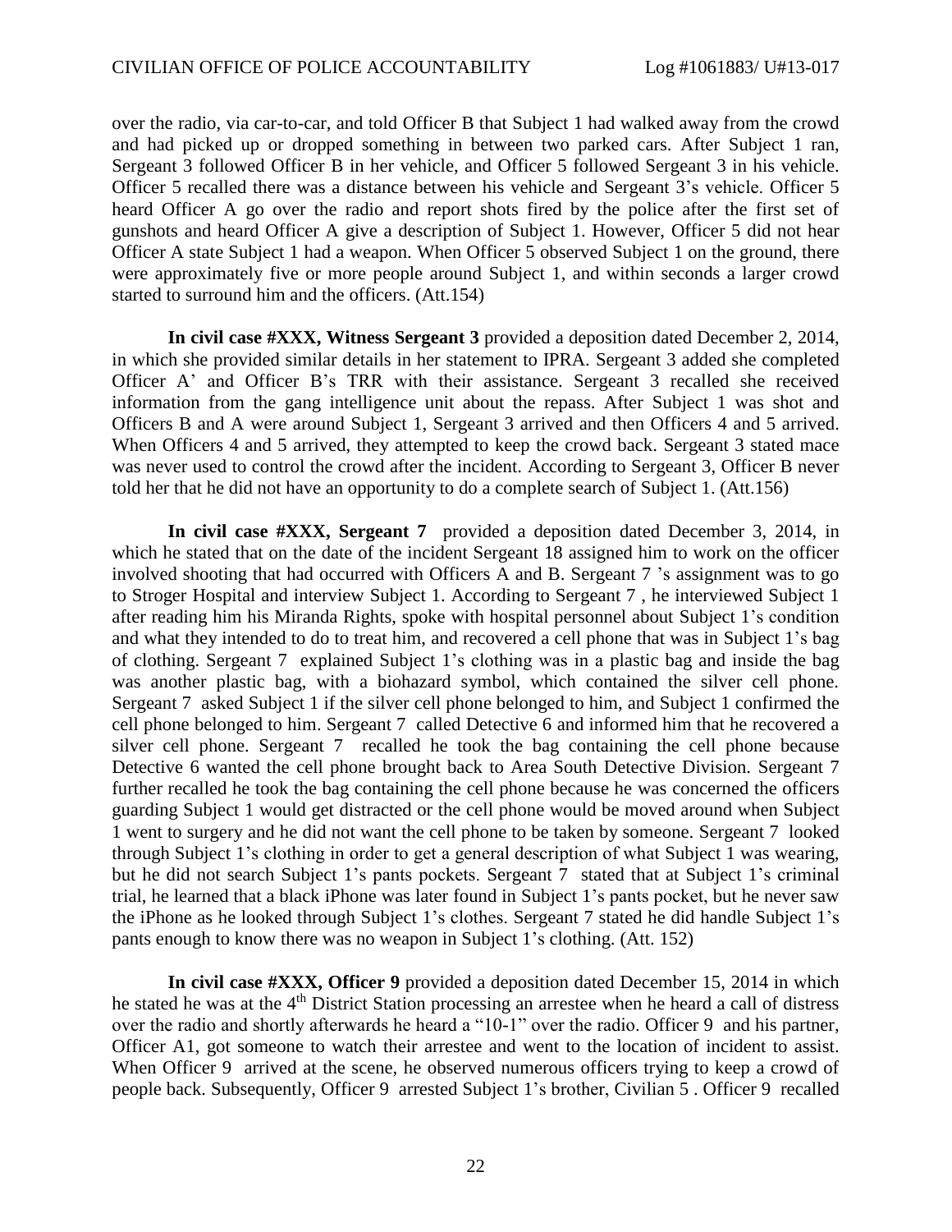over the radio, via car-to-car, and told Officer B that Subject 1 had walked away from the crowd and had picked up or dropped something in between two parked cars. After Subject 1 ran, Sergeant 3 followed Officer B in her vehicle, and Officer 5 followed Sergeant 3 in his vehicle. Officer 5 recalled there was a distance between his vehicle and Sergeant 3's vehicle. Officer 5 heard Officer A go over the radio and report shots fired by the police after the first set of gunshots and heard Officer A give a description of Subject 1. However, Officer 5 did not hear Officer A state Subject 1 had a weapon. When Officer 5 observed Subject 1 on the ground, there were approximately five or more people around Subject 1, and within seconds a larger crowd started to surround him and the officers. (Att.154)

**In civil case #XXX, Witness Sergeant 3** provided a deposition dated December 2, 2014, in which she provided similar details in her statement to IPRA. Sergeant 3 added she completed Officer A' and Officer B's TRR with their assistance. Sergeant 3 recalled she received information from the gang intelligence unit about the repass. After Subject 1 was shot and Officers B and A were around Subject 1, Sergeant 3 arrived and then Officers 4 and 5 arrived. When Officers 4 and 5 arrived, they attempted to keep the crowd back. Sergeant 3 stated mace was never used to control the crowd after the incident. According to Sergeant 3, Officer B never told her that he did not have an opportunity to do a complete search of Subject 1. (Att.156)

**In civil case #XXX, Sergeant 7** provided a deposition dated December 3, 2014, in which he stated that on the date of the incident Sergeant 18 assigned him to work on the officer involved shooting that had occurred with Officers A and B. Sergeant 7 's assignment was to go to Stroger Hospital and interview Subject 1. According to Sergeant 7 , he interviewed Subject 1 after reading him his Miranda Rights, spoke with hospital personnel about Subject 1's condition and what they intended to do to treat him, and recovered a cell phone that was in Subject 1's bag of clothing. Sergeant 7 explained Subject 1's clothing was in a plastic bag and inside the bag was another plastic bag, with a biohazard symbol, which contained the silver cell phone. Sergeant 7 asked Subject 1 if the silver cell phone belonged to him, and Subject 1 confirmed the cell phone belonged to him. Sergeant 7 called Detective 6 and informed him that he recovered a silver cell phone. Sergeant 7 recalled he took the bag containing the cell phone because Detective 6 wanted the cell phone brought back to Area South Detective Division. Sergeant 7 further recalled he took the bag containing the cell phone because he was concerned the officers guarding Subject 1 would get distracted or the cell phone would be moved around when Subject 1 went to surgery and he did not want the cell phone to be taken by someone. Sergeant 7 looked through Subject 1's clothing in order to get a general description of what Subject 1 was wearing, but he did not search Subject 1's pants pockets. Sergeant 7 stated that at Subject 1's criminal trial, he learned that a black iPhone was later found in Subject 1's pants pocket, but he never saw the iPhone as he looked through Subject 1's clothes. Sergeant 7 stated he did handle Subject 1's pants enough to know there was no weapon in Subject 1's clothing. (Att. 152)

**In civil case #XXX, Officer 9** provided a deposition dated December 15, 2014 in which he stated he was at the 4th District Station processing an arrestee when he heard a call of distress over the radio and shortly afterwards he heard a "10-1" over the radio. Officer 9 and his partner, Officer A1, got someone to watch their arrestee and went to the location of incident to assist. When Officer 9 arrived at the scene, he observed numerous officers trying to keep a crowd of people back. Subsequently, Officer 9 arrested Subject 1's brother, Civilian 5 . Officer 9 recalled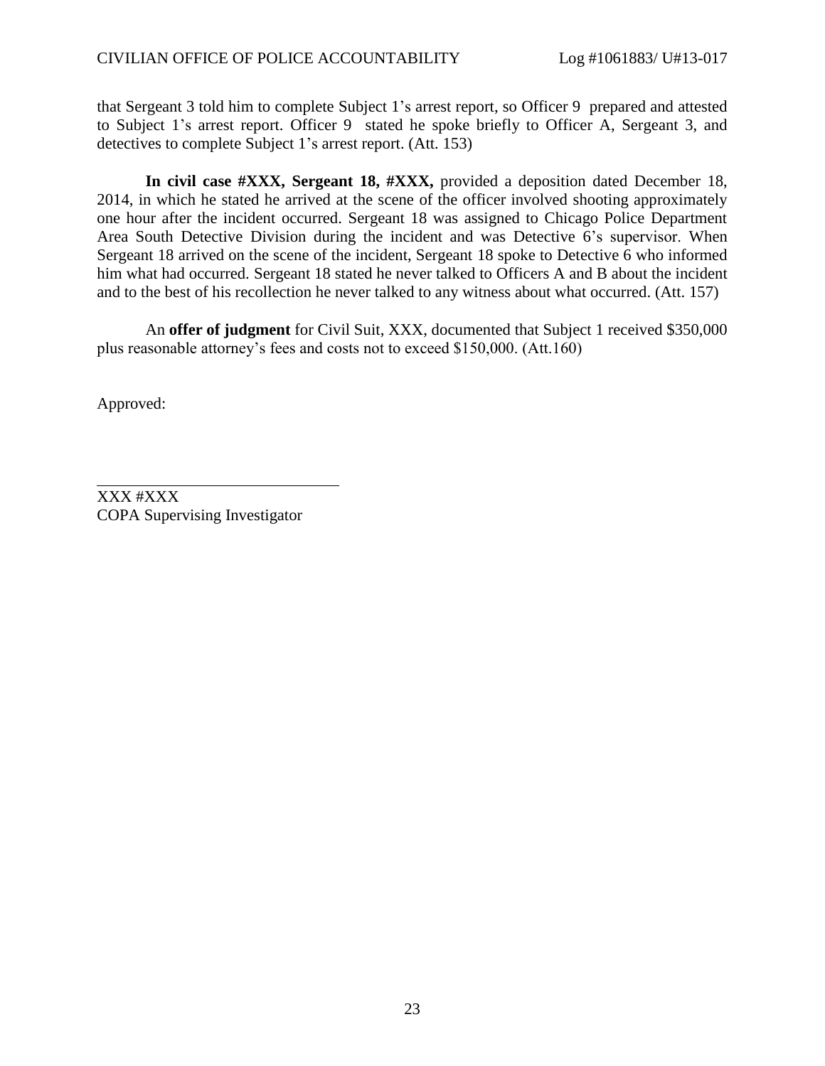that Sergeant 3 told him to complete Subject 1's arrest report, so Officer 9 prepared and attested to Subject 1's arrest report. Officer 9 stated he spoke briefly to Officer A, Sergeant 3, and detectives to complete Subject 1's arrest report. (Att. 153)

**In civil case #XXX, Sergeant 18, #XXX,** provided a deposition dated December 18, 2014, in which he stated he arrived at the scene of the officer involved shooting approximately one hour after the incident occurred. Sergeant 18 was assigned to Chicago Police Department Area South Detective Division during the incident and was Detective 6's supervisor. When Sergeant 18 arrived on the scene of the incident, Sergeant 18 spoke to Detective 6 who informed him what had occurred. Sergeant 18 stated he never talked to Officers A and B about the incident and to the best of his recollection he never talked to any witness about what occurred. (Att. 157)

An **offer of judgment** for Civil Suit, XXX, documented that Subject 1 received $350,000 plus reasonable attorney's fees and costs not to exceed $150,000. (Att.160)

Approved:

\_\_\_\_\_\_\_\_\_\_\_\_\_\_\_\_\_\_\_\_\_\_\_\_\_\_\_\_\_\_

XXX #XXX

COPA Supervising Investigator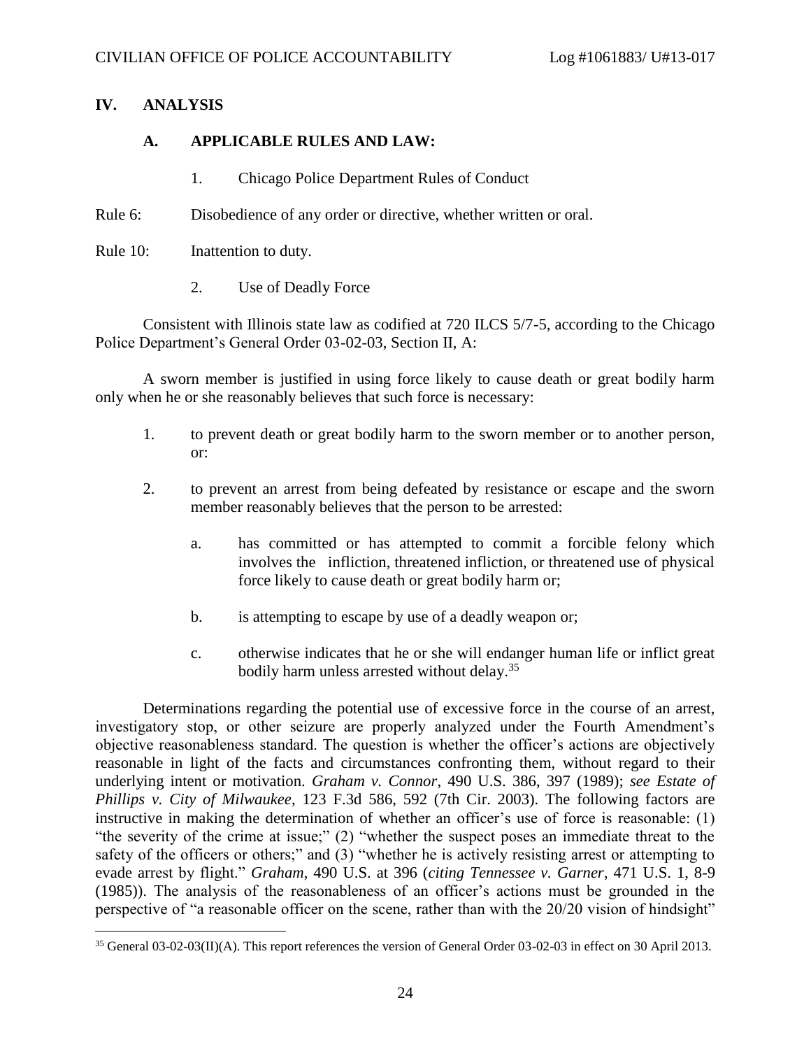## IV. ANALYSIS

### A. APPLICABLE RULES AND LAW:

1. Chicago Police Department Rules of Conduct

Rule 6: Disobedience of any order or directive, whether written or oral.

Rule 10: Inattention to duty.

2. Use of Deadly Force

Consistent with Illinois state law as codified at 720 ILCS 5/7-5, according to the Chicago Police Department's General Order 03-02-03, Section II, A:

A sworn member is justified in using force likely to cause death or great bodily harm only when he or she reasonably believes that such force is necessary:

1. to prevent death or great bodily harm to the sworn member or to another person, or:
2. to prevent an arrest from being defeated by resistance or escape and the sworn member reasonably believes that the person to be arrested:
   a. has committed or has attempted to commit a forcible felony which involves the infliction, threatened infliction, or threatened use of physical force likely to cause death or great bodily harm or;
   b. is attempting to escape by use of a deadly weapon or;
   c. otherwise indicates that he or she will endanger human life or inflict great bodily harm unless arrested without delay.[35]

Determinations regarding the potential use of excessive force in the course of an arrest, investigatory stop, or other seizure are properly analyzed under the Fourth Amendment's objective reasonableness standard. The question is whether the officer's actions are objectively reasonable in light of the facts and circumstances confronting them, without regard to their underlying intent or motivation. *Graham v. Connor*, 490 U.S. 386, 397 (1989); *see Estate of Phillips v. City of Milwaukee*, 123 F.3d 586, 592 (7th Cir. 2003). The following factors are instructive in making the determination of whether an officer's use of force is reasonable: (1) "the severity of the crime at issue;" (2) "whether the suspect poses an immediate threat to the safety of the officers or others;" and (3) "whether he is actively resisting arrest or attempting to evade arrest by flight." *Graham*, 490 U.S. at 396 (*citing Tennessee v. Garner*, 471 U.S. 1, 8-9 (1985)). The analysis of the reasonableness of an officer's actions must be grounded in the perspective of "a reasonable officer on the scene, rather than with the 20/20 vision of hindsight"

[35] General 03-02-03(II)(A). This report references the version of General Order 03-02-03 in effect on 30 April 2013.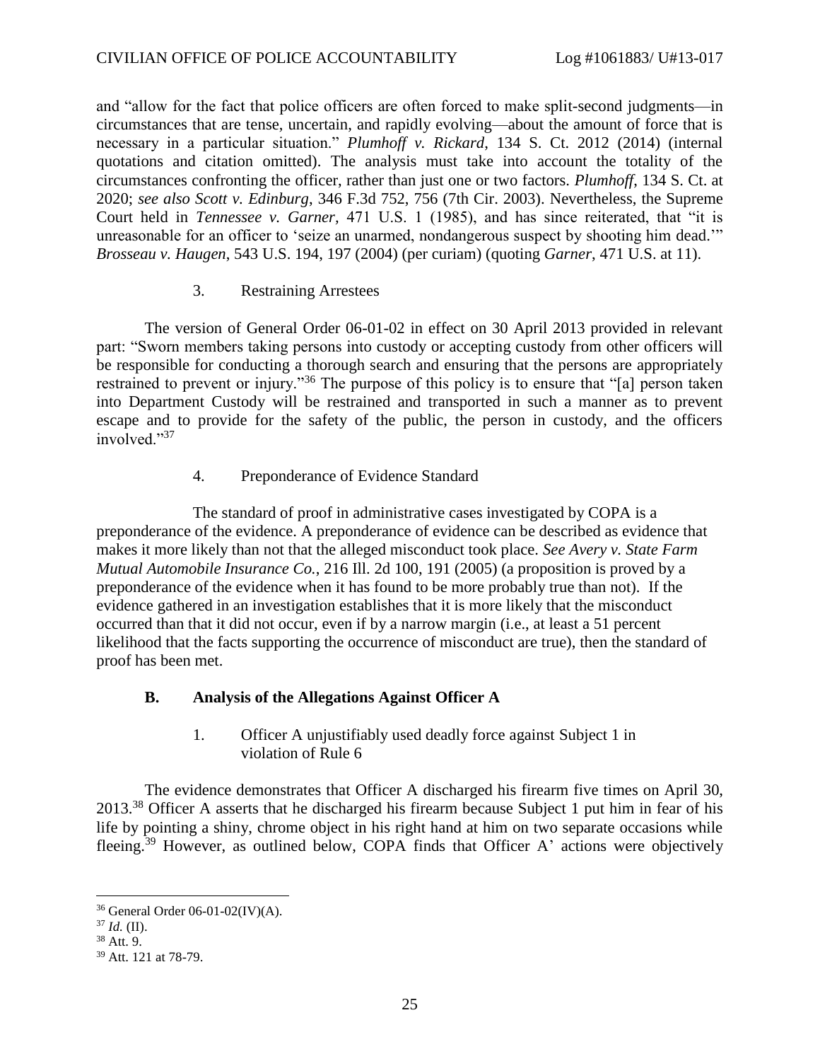and "allow for the fact that police officers are often forced to make split-second judgments—in circumstances that are tense, uncertain, and rapidly evolving—about the amount of force that is necessary in a particular situation." *Plumhoff v. Rickard*, 134 S. Ct. 2012 (2014) (internal quotations and citation omitted). The analysis must take into account the totality of the circumstances confronting the officer, rather than just one or two factors. *Plumhoff*, 134 S. Ct. at 2020; *see also Scott v. Edinburg*, 346 F.3d 752, 756 (7th Cir. 2003). Nevertheless, the Supreme Court held in *Tennessee v. Garner,* 471 U.S. 1 (1985), and has since reiterated, that "it is unreasonable for an officer to 'seize an unarmed, nondangerous suspect by shooting him dead.'" *Brosseau v. Haugen*, 543 U.S. 194, 197 (2004) (per curiam) (quoting *Garner*, 471 U.S. at 11).

### 3. Restraining Arrestees

The version of General Order 06-01-02 in effect on 30 April 2013 provided in relevant part: "Sworn members taking persons into custody or accepting custody from other officers will be responsible for conducting a thorough search and ensuring that the persons are appropriately restrained to prevent or injury."[36] The purpose of this policy is to ensure that "[a] person taken into Department Custody will be restrained and transported in such a manner as to prevent escape and to provide for the safety of the public, the person in custody, and the officers involved."[37]

### 4. Preponderance of Evidence Standard

The standard of proof in administrative cases investigated by COPA is a preponderance of the evidence. A preponderance of evidence can be described as evidence that makes it more likely than not that the alleged misconduct took place. *See Avery v. State Farm Mutual Automobile Insurance Co.*, 216 Ill. 2d 100, 191 (2005) (a proposition is proved by a preponderance of the evidence when it has found to be more probably true than not). If the evidence gathered in an investigation establishes that it is more likely that the misconduct occurred than that it did not occur, even if by a narrow margin (i.e., at least a 51 percent likelihood that the facts supporting the occurrence of misconduct are true), then the standard of proof has been met.

## B. Analysis of the Allegations Against Officer A

### 1. Officer A unjustifiably used deadly force against Subject 1 in violation of Rule 6

The evidence demonstrates that Officer A discharged his firearm five times on April 30, 2013.[38] Officer A asserts that he discharged his firearm because Subject 1 put him in fear of his life by pointing a shiny, chrome object in his right hand at him on two separate occasions while fleeing.[39] However, as outlined below, COPA finds that Officer A' actions were objectively

---

[36] General Order 06-01-02(IV)(A).

[37] *Id.* (II).

[38] Att. 9.

[39] Att. 121 at 78-79.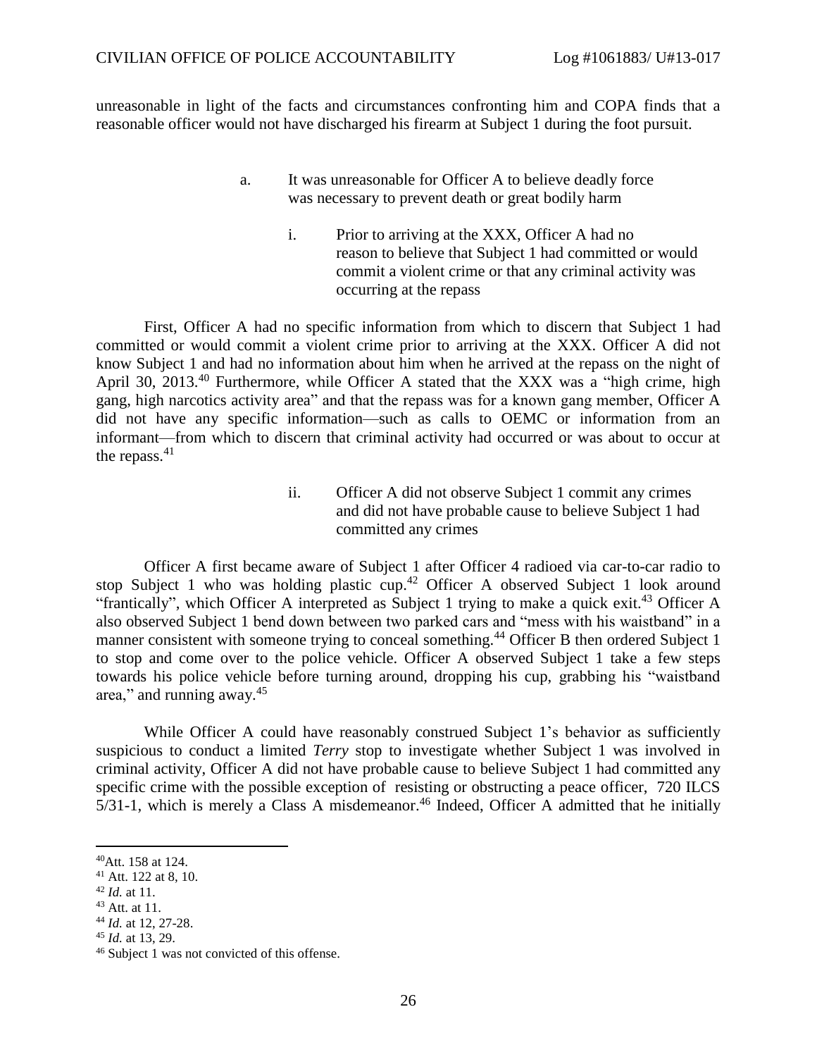unreasonable in light of the facts and circumstances confronting him and COPA finds that a reasonable officer would not have discharged his firearm at Subject 1 during the foot pursuit.

a. It was unreasonable for Officer A to believe deadly force was necessary to prevent death or great bodily harm

i. Prior to arriving at the XXX, Officer A had no reason to believe that Subject 1 had committed or would commit a violent crime or that any criminal activity was occurring at the repass

First, Officer A had no specific information from which to discern that Subject 1 had committed or would commit a violent crime prior to arriving at the XXX. Officer A did not know Subject 1 and had no information about him when he arrived at the repass on the night of April 30, 2013.[40] Furthermore, while Officer A stated that the XXX was a "high crime, high gang, high narcotics activity area" and that the repass was for a known gang member, Officer A did not have any specific information—such as calls to OEMC or information from an informant—from which to discern that criminal activity had occurred or was about to occur at the repass.[41]

ii. Officer A did not observe Subject 1 commit any crimes and did not have probable cause to believe Subject 1 had committed any crimes

Officer A first became aware of Subject 1 after Officer 4 radioed via car-to-car radio to stop Subject 1 who was holding plastic cup.[42] Officer A observed Subject 1 look around "frantically", which Officer A interpreted as Subject 1 trying to make a quick exit.[43] Officer A also observed Subject 1 bend down between two parked cars and "mess with his waistband" in a manner consistent with someone trying to conceal something.[44] Officer B then ordered Subject 1 to stop and come over to the police vehicle. Officer A observed Subject 1 take a few steps towards his police vehicle before turning around, dropping his cup, grabbing his "waistband area," and running away.[45]

While Officer A could have reasonably construed Subject 1's behavior as sufficiently suspicious to conduct a limited *Terry* stop to investigate whether Subject 1 was involved in criminal activity, Officer A did not have probable cause to believe Subject 1 had committed any specific crime with the possible exception of resisting or obstructing a peace officer, 720 ILCS 5/31-1, which is merely a Class A misdemeanor.[46] Indeed, Officer A admitted that he initially

---

[40] Att. 158 at 124.

[41] Att. 122 at 8, 10.

[42] *Id.* at 11.

[43] Att. at 11.

[44] *Id.* at 12, 27-28.

[45] *Id.* at 13, 29.

[46] Subject 1 was not convicted of this offense.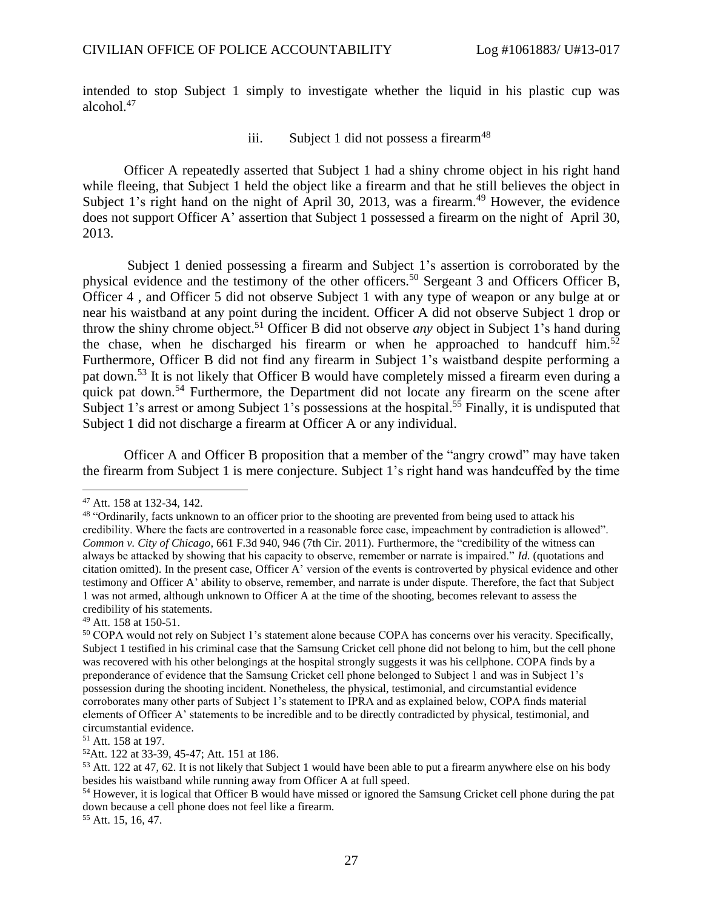intended to stop Subject 1 simply to investigate whether the liquid in his plastic cup was alcohol.[47]

iii. Subject 1 did not possess a firearm[48]

Officer A repeatedly asserted that Subject 1 had a shiny chrome object in his right hand while fleeing, that Subject 1 held the object like a firearm and that he still believes the object in Subject 1's right hand on the night of April 30, 2013, was a firearm.[49] However, the evidence does not support Officer A' assertion that Subject 1 possessed a firearm on the night of April 30, 2013.

Subject 1 denied possessing a firearm and Subject 1's assertion is corroborated by the physical evidence and the testimony of the other officers.[50] Sergeant 3 and Officers Officer B, Officer 4 , and Officer 5 did not observe Subject 1 with any type of weapon or any bulge at or near his waistband at any point during the incident. Officer A did not observe Subject 1 drop or throw the shiny chrome object.[51] Officer B did not observe *any* object in Subject 1's hand during the chase, when he discharged his firearm or when he approached to handcuff him.[52] Furthermore, Officer B did not find any firearm in Subject 1's waistband despite performing a pat down.[53] It is not likely that Officer B would have completely missed a firearm even during a quick pat down.[54] Furthermore, the Department did not locate any firearm on the scene after Subject 1's arrest or among Subject 1's possessions at the hospital.[55] Finally, it is undisputed that Subject 1 did not discharge a firearm at Officer A or any individual.

Officer A and Officer B proposition that a member of the "angry crowd" may have taken the firearm from Subject 1 is mere conjecture. Subject 1's right hand was handcuffed by the time

---

[47] Att. 158 at 132-34, 142.

[48] "Ordinarily, facts unknown to an officer prior to the shooting are prevented from being used to attack his credibility. Where the facts are controverted in a reasonable force case, impeachment by contradiction is allowed". *Common v. City of Chicago*, 661 F.3d 940, 946 (7th Cir. 2011). Furthermore, the "credibility of the witness can always be attacked by showing that his capacity to observe, remember or narrate is impaired." *Id.* (quotations and citation omitted). In the present case, Officer A' version of the events is controverted by physical evidence and other testimony and Officer A' ability to observe, remember, and narrate is under dispute. Therefore, the fact that Subject 1 was not armed, although unknown to Officer A at the time of the shooting, becomes relevant to assess the credibility of his statements.

[49] Att. 158 at 150-51.

[50] COPA would not rely on Subject 1's statement alone because COPA has concerns over his veracity. Specifically, Subject 1 testified in his criminal case that the Samsung Cricket cell phone did not belong to him, but the cell phone was recovered with his other belongings at the hospital strongly suggests it was his cellphone. COPA finds by a preponderance of evidence that the Samsung Cricket cell phone belonged to Subject 1 and was in Subject 1's possession during the shooting incident. Nonetheless, the physical, testimonial, and circumstantial evidence corroborates many other parts of Subject 1's statement to IPRA and as explained below, COPA finds material elements of Officer A' statements to be incredible and to be directly contradicted by physical, testimonial, and circumstantial evidence.

[51] Att. 158 at 197.

[52] Att. 122 at 33-39, 45-47; Att. 151 at 186.

[53] Att. 122 at 47, 62. It is not likely that Subject 1 would have been able to put a firearm anywhere else on his body besides his waistband while running away from Officer A at full speed.

[54] However, it is logical that Officer B would have missed or ignored the Samsung Cricket cell phone during the pat down because a cell phone does not feel like a firearm.

[55] Att. 15, 16, 47.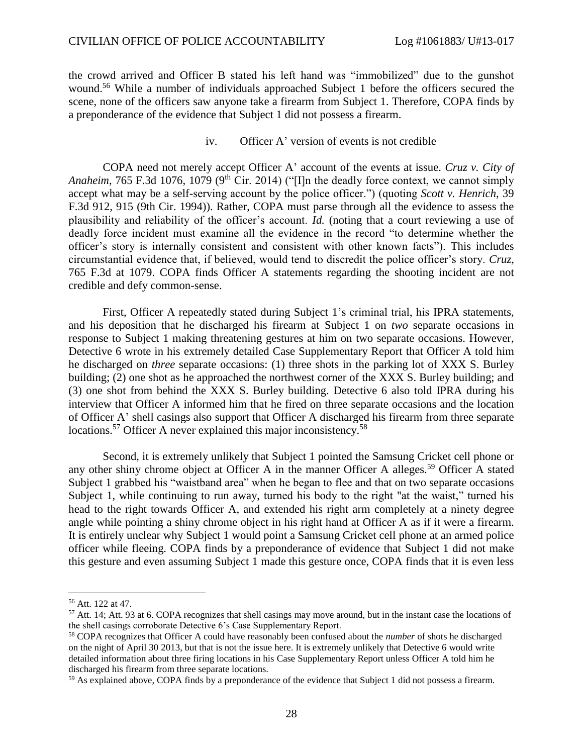the crowd arrived and Officer B stated his left hand was "immobilized" due to the gunshot wound.[56] While a number of individuals approached Subject 1 before the officers secured the scene, none of the officers saw anyone take a firearm from Subject 1. Therefore, COPA finds by a preponderance of the evidence that Subject 1 did not possess a firearm.

iv. Officer A' version of events is not credible

COPA need not merely accept Officer A' account of the events at issue. *Cruz v. City of Anaheim*, 765 F.3d 1076, 1079 (9th Cir. 2014) ("[I]n the deadly force context, we cannot simply accept what may be a self-serving account by the police officer.") (quoting *Scott v. Henrich*, 39 F.3d 912, 915 (9th Cir. 1994)). Rather, COPA must parse through all the evidence to assess the plausibility and reliability of the officer's account. *Id.* (noting that a court reviewing a use of deadly force incident must examine all the evidence in the record "to determine whether the officer's story is internally consistent and consistent with other known facts"). This includes circumstantial evidence that, if believed, would tend to discredit the police officer's story. *Cruz*, 765 F.3d at 1079. COPA finds Officer A statements regarding the shooting incident are not credible and defy common-sense.

First, Officer A repeatedly stated during Subject 1's criminal trial, his IPRA statements, and his deposition that he discharged his firearm at Subject 1 on *two* separate occasions in response to Subject 1 making threatening gestures at him on two separate occasions. However, Detective 6 wrote in his extremely detailed Case Supplementary Report that Officer A told him he discharged on *three* separate occasions: (1) three shots in the parking lot of XXX S. Burley building; (2) one shot as he approached the northwest corner of the XXX S. Burley building; and (3) one shot from behind the XXX S. Burley building. Detective 6 also told IPRA during his interview that Officer A informed him that he fired on three separate occasions and the location of Officer A' shell casings also support that Officer A discharged his firearm from three separate locations.[57] Officer A never explained this major inconsistency.[58]

Second, it is extremely unlikely that Subject 1 pointed the Samsung Cricket cell phone or any other shiny chrome object at Officer A in the manner Officer A alleges.[59] Officer A stated Subject 1 grabbed his "waistband area" when he began to flee and that on two separate occasions Subject 1, while continuing to run away, turned his body to the right "at the waist," turned his head to the right towards Officer A, and extended his right arm completely at a ninety degree angle while pointing a shiny chrome object in his right hand at Officer A as if it were a firearm. It is entirely unclear why Subject 1 would point a Samsung Cricket cell phone at an armed police officer while fleeing. COPA finds by a preponderance of evidence that Subject 1 did not make this gesture and even assuming Subject 1 made this gesture once, COPA finds that it is even less

---

[56] Att. 122 at 47.

[57] Att. 14; Att. 93 at 6. COPA recognizes that shell casings may move around, but in the instant case the locations of the shell casings corroborate Detective 6's Case Supplementary Report.

[58] COPA recognizes that Officer A could have reasonably been confused about the *number* of shots he discharged on the night of April 30 2013, but that is not the issue here. It is extremely unlikely that Detective 6 would write detailed information about three firing locations in his Case Supplementary Report unless Officer A told him he discharged his firearm from three separate locations.

[59] As explained above, COPA finds by a preponderance of the evidence that Subject 1 did not possess a firearm.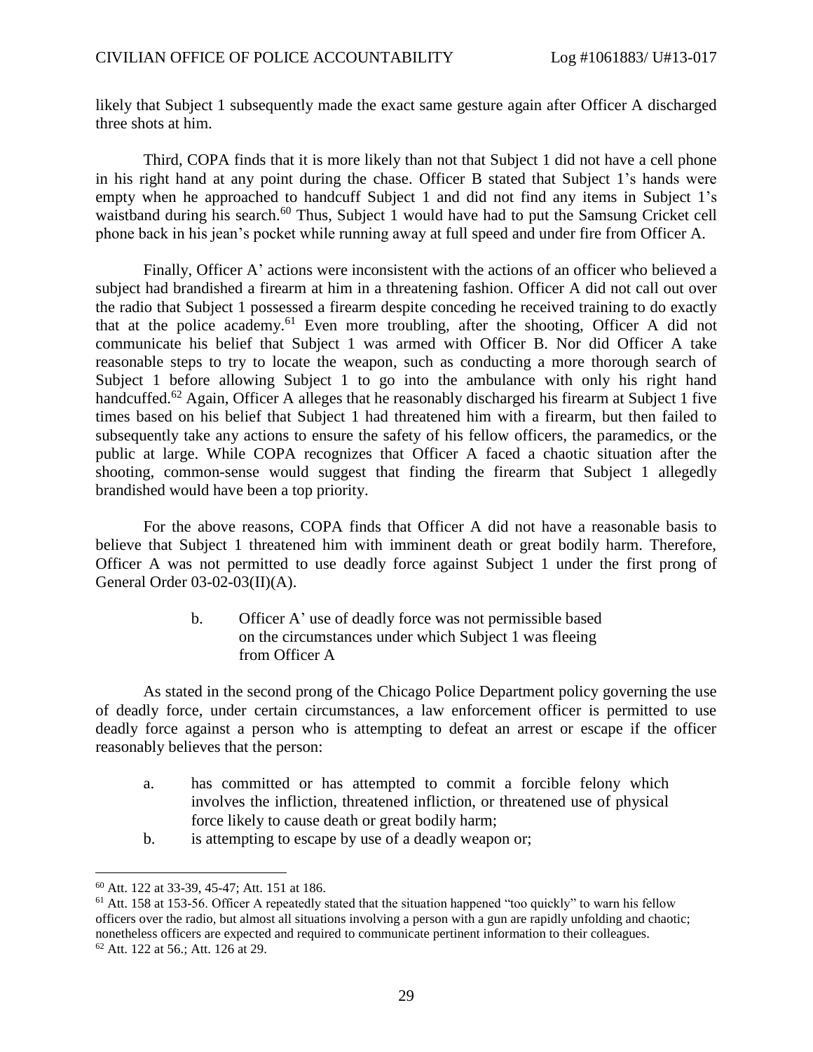likely that Subject 1 subsequently made the exact same gesture again after Officer A discharged three shots at him.

Third, COPA finds that it is more likely than not that Subject 1 did not have a cell phone in his right hand at any point during the chase. Officer B stated that Subject 1's hands were empty when he approached to handcuff Subject 1 and did not find any items in Subject 1's waistband during his search.[60] Thus, Subject 1 would have had to put the Samsung Cricket cell phone back in his jean's pocket while running away at full speed and under fire from Officer A.

Finally, Officer A' actions were inconsistent with the actions of an officer who believed a subject had brandished a firearm at him in a threatening fashion. Officer A did not call out over the radio that Subject 1 possessed a firearm despite conceding he received training to do exactly that at the police academy.[61] Even more troubling, after the shooting, Officer A did not communicate his belief that Subject 1 was armed with Officer B. Nor did Officer A take reasonable steps to try to locate the weapon, such as conducting a more thorough search of Subject 1 before allowing Subject 1 to go into the ambulance with only his right hand handcuffed.[62] Again, Officer A alleges that he reasonably discharged his firearm at Subject 1 five times based on his belief that Subject 1 had threatened him with a firearm, but then failed to subsequently take any actions to ensure the safety of his fellow officers, the paramedics, or the public at large. While COPA recognizes that Officer A faced a chaotic situation after the shooting, common-sense would suggest that finding the firearm that Subject 1 allegedly brandished would have been a top priority.

For the above reasons, COPA finds that Officer A did not have a reasonable basis to believe that Subject 1 threatened him with imminent death or great bodily harm. Therefore, Officer A was not permitted to use deadly force against Subject 1 under the first prong of General Order 03-02-03(II)(A).

b. Officer A' use of deadly force was not permissible based on the circumstances under which Subject 1 was fleeing from Officer A

As stated in the second prong of the Chicago Police Department policy governing the use of deadly force, under certain circumstances, a law enforcement officer is permitted to use deadly force against a person who is attempting to defeat an arrest or escape if the officer reasonably believes that the person:

a. has committed or has attempted to commit a forcible felony which involves the infliction, threatened infliction, or threatened use of physical force likely to cause death or great bodily harm;
b. is attempting to escape by use of a deadly weapon or;

---

[60] Att. 122 at 33-39, 45-47; Att. 151 at 186.

[61] Att. 158 at 153-56. Officer A repeatedly stated that the situation happened "too quickly" to warn his fellow officers over the radio, but almost all situations involving a person with a gun are rapidly unfolding and chaotic; nonetheless officers are expected and required to communicate pertinent information to their colleagues.

[62] Att. 122 at 56.; Att. 126 at 29.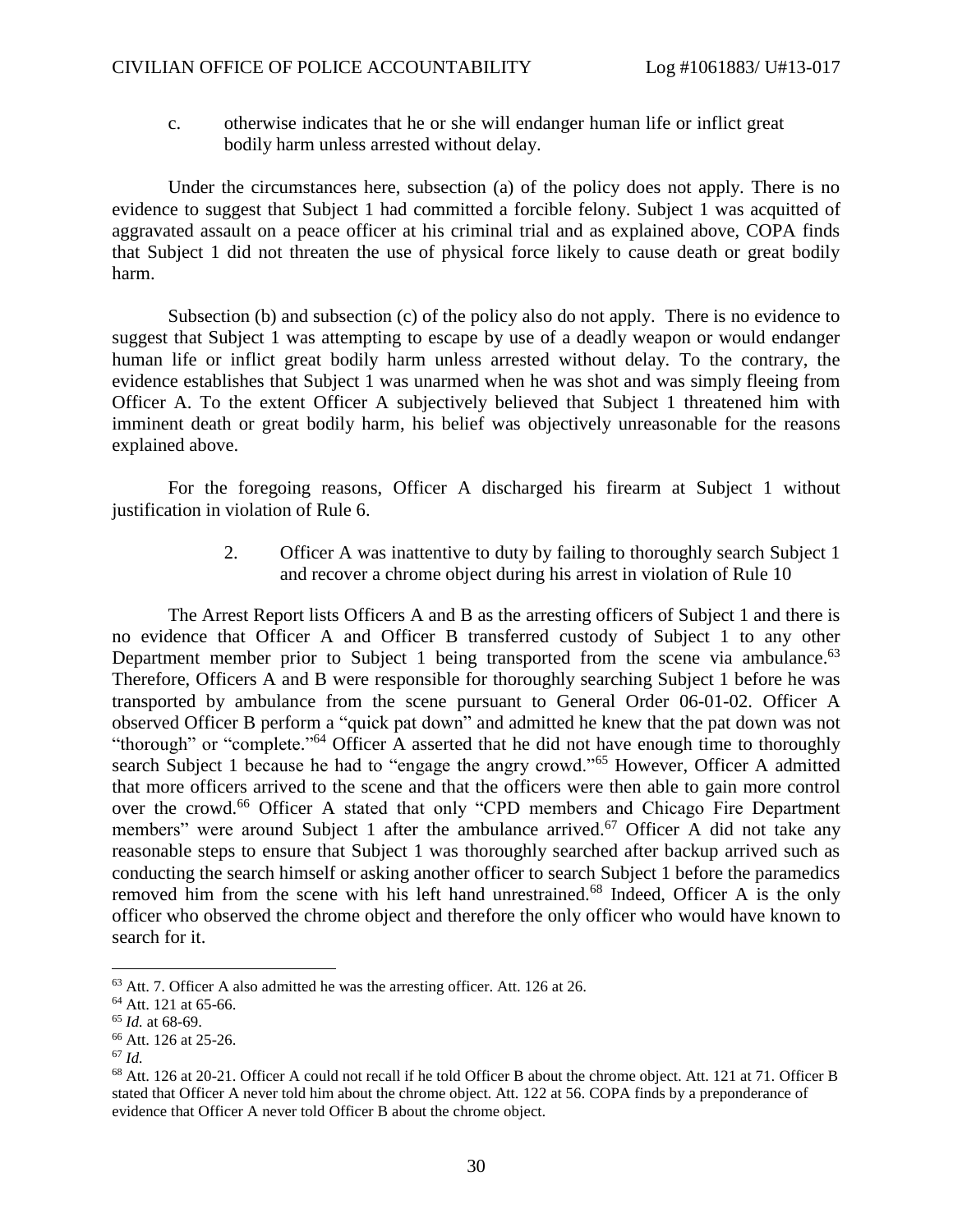c. otherwise indicates that he or she will endanger human life or inflict great bodily harm unless arrested without delay.

Under the circumstances here, subsection (a) of the policy does not apply. There is no evidence to suggest that Subject 1 had committed a forcible felony. Subject 1 was acquitted of aggravated assault on a peace officer at his criminal trial and as explained above, COPA finds that Subject 1 did not threaten the use of physical force likely to cause death or great bodily harm.

Subsection (b) and subsection (c) of the policy also do not apply. There is no evidence to suggest that Subject 1 was attempting to escape by use of a deadly weapon or would endanger human life or inflict great bodily harm unless arrested without delay. To the contrary, the evidence establishes that Subject 1 was unarmed when he was shot and was simply fleeing from Officer A. To the extent Officer A subjectively believed that Subject 1 threatened him with imminent death or great bodily harm, his belief was objectively unreasonable for the reasons explained above.

For the foregoing reasons, Officer A discharged his firearm at Subject 1 without justification in violation of Rule 6.

2. Officer A was inattentive to duty by failing to thoroughly search Subject 1 and recover a chrome object during his arrest in violation of Rule 10

The Arrest Report lists Officers A and B as the arresting officers of Subject 1 and there is no evidence that Officer A and Officer B transferred custody of Subject 1 to any other Department member prior to Subject 1 being transported from the scene via ambulance.[63] Therefore, Officers A and B were responsible for thoroughly searching Subject 1 before he was transported by ambulance from the scene pursuant to General Order 06-01-02. Officer A observed Officer B perform a "quick pat down" and admitted he knew that the pat down was not "thorough" or "complete."[64] Officer A asserted that he did not have enough time to thoroughly search Subject 1 because he had to "engage the angry crowd."[65] However, Officer A admitted that more officers arrived to the scene and that the officers were then able to gain more control over the crowd.[66] Officer A stated that only "CPD members and Chicago Fire Department members" were around Subject 1 after the ambulance arrived.[67] Officer A did not take any reasonable steps to ensure that Subject 1 was thoroughly searched after backup arrived such as conducting the search himself or asking another officer to search Subject 1 before the paramedics removed him from the scene with his left hand unrestrained.[68] Indeed, Officer A is the only officer who observed the chrome object and therefore the only officer who would have known to search for it.

---

[63] Att. 7. Officer A also admitted he was the arresting officer. Att. 126 at 26.

[64] Att. 121 at 65-66.

[65] *Id.* at 68-69.

[66] Att. 126 at 25-26.

[67] *Id.*

[68] Att. 126 at 20-21. Officer A could not recall if he told Officer B about the chrome object. Att. 121 at 71. Officer B stated that Officer A never told him about the chrome object. Att. 122 at 56. COPA finds by a preponderance of evidence that Officer A never told Officer B about the chrome object.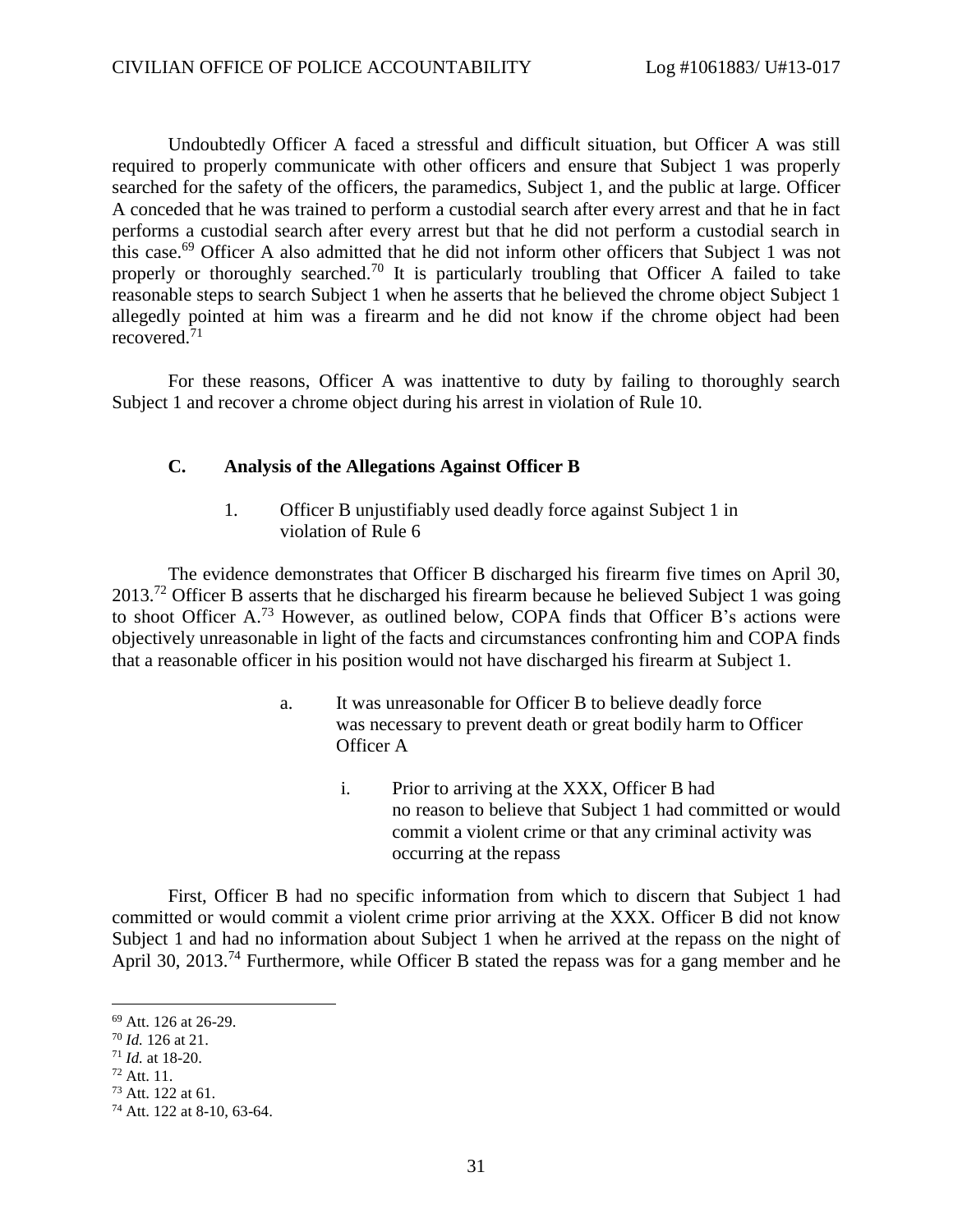Undoubtedly Officer A faced a stressful and difficult situation, but Officer A was still required to properly communicate with other officers and ensure that Subject 1 was properly searched for the safety of the officers, the paramedics, Subject 1, and the public at large. Officer A conceded that he was trained to perform a custodial search after every arrest and that he in fact performs a custodial search after every arrest but that he did not perform a custodial search in this case.[69] Officer A also admitted that he did not inform other officers that Subject 1 was not properly or thoroughly searched.[70] It is particularly troubling that Officer A failed to take reasonable steps to search Subject 1 when he asserts that he believed the chrome object Subject 1 allegedly pointed at him was a firearm and he did not know if the chrome object had been recovered.[71]

For these reasons, Officer A was inattentive to duty by failing to thoroughly search Subject 1 and recover a chrome object during his arrest in violation of Rule 10.

### C. Analysis of the Allegations Against Officer B

#### 1. Officer B unjustifiably used deadly force against Subject 1 in violation of Rule 6

The evidence demonstrates that Officer B discharged his firearm five times on April 30, 2013.[72] Officer B asserts that he discharged his firearm because he believed Subject 1 was going to shoot Officer A.[73] However, as outlined below, COPA finds that Officer B's actions were objectively unreasonable in light of the facts and circumstances confronting him and COPA finds that a reasonable officer in his position would not have discharged his firearm at Subject 1.

##### a. It was unreasonable for Officer B to believe deadly force was necessary to prevent death or great bodily harm to Officer Officer A

###### i. Prior to arriving at the XXX, Officer B had no reason to believe that Subject 1 had committed or would commit a violent crime or that any criminal activity was occurring at the repass

First, Officer B had no specific information from which to discern that Subject 1 had committed or would commit a violent crime prior arriving at the XXX. Officer B did not know Subject 1 and had no information about Subject 1 when he arrived at the repass on the night of April 30, 2013.[74] Furthermore, while Officer B stated the repass was for a gang member and he

---

[69] Att. 126 at 26-29.
[70] *Id.* 126 at 21.
[71] *Id.* at 18-20.
[72] Att. 11.
[73] Att. 122 at 61.
[74] Att. 122 at 8-10, 63-64.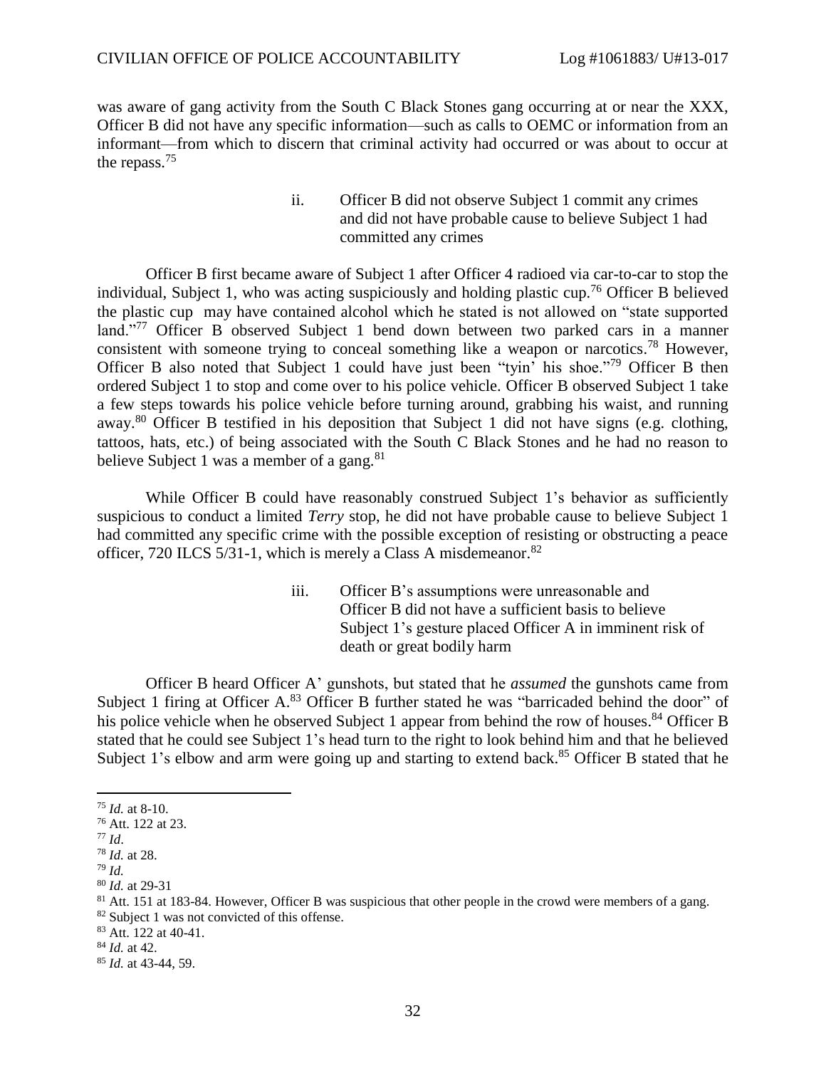was aware of gang activity from the South C Black Stones gang occurring at or near the XXX, Officer B did not have any specific information—such as calls to OEMC or information from an informant—from which to discern that criminal activity had occurred or was about to occur at the repass.[75]

> ii. Officer B did not observe Subject 1 commit any crimes and did not have probable cause to believe Subject 1 had committed any crimes

Officer B first became aware of Subject 1 after Officer 4 radioed via car-to-car to stop the individual, Subject 1, who was acting suspiciously and holding plastic cup.[76] Officer B believed the plastic cup may have contained alcohol which he stated is not allowed on "state supported land."[77] Officer B observed Subject 1 bend down between two parked cars in a manner consistent with someone trying to conceal something like a weapon or narcotics.[78] However, Officer B also noted that Subject 1 could have just been "tyin' his shoe."[79] Officer B then ordered Subject 1 to stop and come over to his police vehicle. Officer B observed Subject 1 take a few steps towards his police vehicle before turning around, grabbing his waist, and running away.[80] Officer B testified in his deposition that Subject 1 did not have signs (e.g. clothing, tattoos, hats, etc.) of being associated with the South C Black Stones and he had no reason to believe Subject 1 was a member of a gang.[81]

While Officer B could have reasonably construed Subject 1's behavior as sufficiently suspicious to conduct a limited *Terry* stop, he did not have probable cause to believe Subject 1 had committed any specific crime with the possible exception of resisting or obstructing a peace officer, 720 ILCS 5/31-1, which is merely a Class A misdemeanor.[82]

> iii. Officer B's assumptions were unreasonable and Officer B did not have a sufficient basis to believe Subject 1's gesture placed Officer A in imminent risk of death or great bodily harm

Officer B heard Officer A' gunshots, but stated that he *assumed* the gunshots came from Subject 1 firing at Officer A.[83] Officer B further stated he was "barricaded behind the door" of his police vehicle when he observed Subject 1 appear from behind the row of houses.[84] Officer B stated that he could see Subject 1's head turn to the right to look behind him and that he believed Subject 1's elbow and arm were going up and starting to extend back.[85] Officer B stated that he

---

[75] *Id.* at 8-10.
[76] Att. 122 at 23.
[77] *Id*.
[78] *Id.* at 28.
[79] *Id.*
[80] *Id.* at 29-31
[81] Att. 151 at 183-84. However, Officer B was suspicious that other people in the crowd were members of a gang.
[82] Subject 1 was not convicted of this offense.
[83] Att. 122 at 40-41.
[84] *Id.* at 42.
[85] *Id.* at 43-44, 59.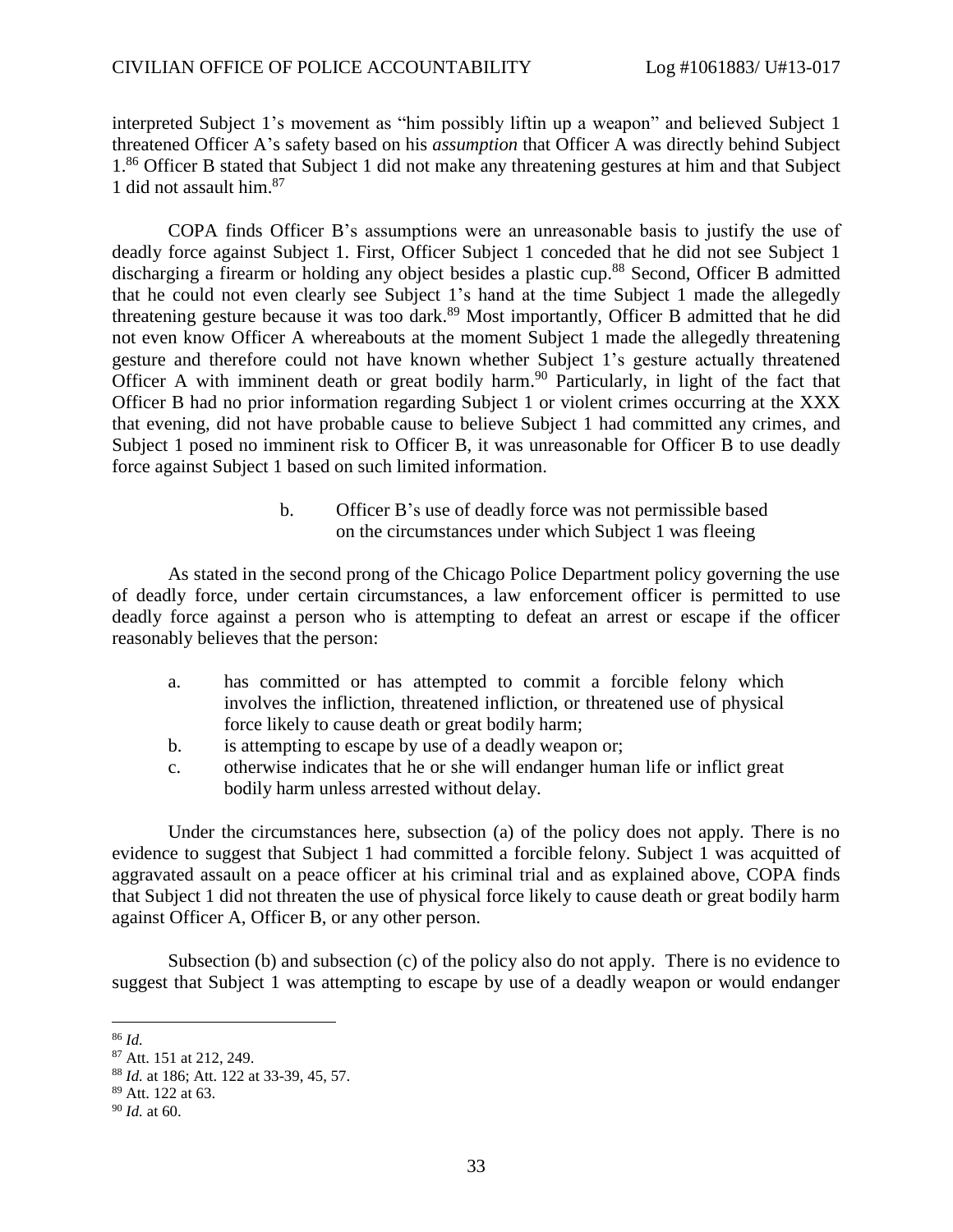interpreted Subject 1's movement as "him possibly liftin up a weapon" and believed Subject 1 threatened Officer A's safety based on his *assumption* that Officer A was directly behind Subject 1.[86] Officer B stated that Subject 1 did not make any threatening gestures at him and that Subject 1 did not assault him.[87]

COPA finds Officer B's assumptions were an unreasonable basis to justify the use of deadly force against Subject 1. First, Officer Subject 1 conceded that he did not see Subject 1 discharging a firearm or holding any object besides a plastic cup.[88] Second, Officer B admitted that he could not even clearly see Subject 1's hand at the time Subject 1 made the allegedly threatening gesture because it was too dark.[89] Most importantly, Officer B admitted that he did not even know Officer A whereabouts at the moment Subject 1 made the allegedly threatening gesture and therefore could not have known whether Subject 1's gesture actually threatened Officer A with imminent death or great bodily harm.[90] Particularly, in light of the fact that Officer B had no prior information regarding Subject 1 or violent crimes occurring at the XXX that evening, did not have probable cause to believe Subject 1 had committed any crimes, and Subject 1 posed no imminent risk to Officer B, it was unreasonable for Officer B to use deadly force against Subject 1 based on such limited information.

b. Officer B's use of deadly force was not permissible based on the circumstances under which Subject 1 was fleeing

As stated in the second prong of the Chicago Police Department policy governing the use of deadly force, under certain circumstances, a law enforcement officer is permitted to use deadly force against a person who is attempting to defeat an arrest or escape if the officer reasonably believes that the person:

a. has committed or has attempted to commit a forcible felony which involves the infliction, threatened infliction, or threatened use of physical force likely to cause death or great bodily harm;
b. is attempting to escape by use of a deadly weapon or;
c. otherwise indicates that he or she will endanger human life or inflict great bodily harm unless arrested without delay.

Under the circumstances here, subsection (a) of the policy does not apply. There is no evidence to suggest that Subject 1 had committed a forcible felony. Subject 1 was acquitted of aggravated assault on a peace officer at his criminal trial and as explained above, COPA finds that Subject 1 did not threaten the use of physical force likely to cause death or great bodily harm against Officer A, Officer B, or any other person.

Subsection (b) and subsection (c) of the policy also do not apply. There is no evidence to suggest that Subject 1 was attempting to escape by use of a deadly weapon or would endanger

---

[86] *Id.*

[87] Att. 151 at 212, 249.

[88] *Id.* at 186; Att. 122 at 33-39, 45, 57.

[89] Att. 122 at 63.

[90] *Id.* at 60.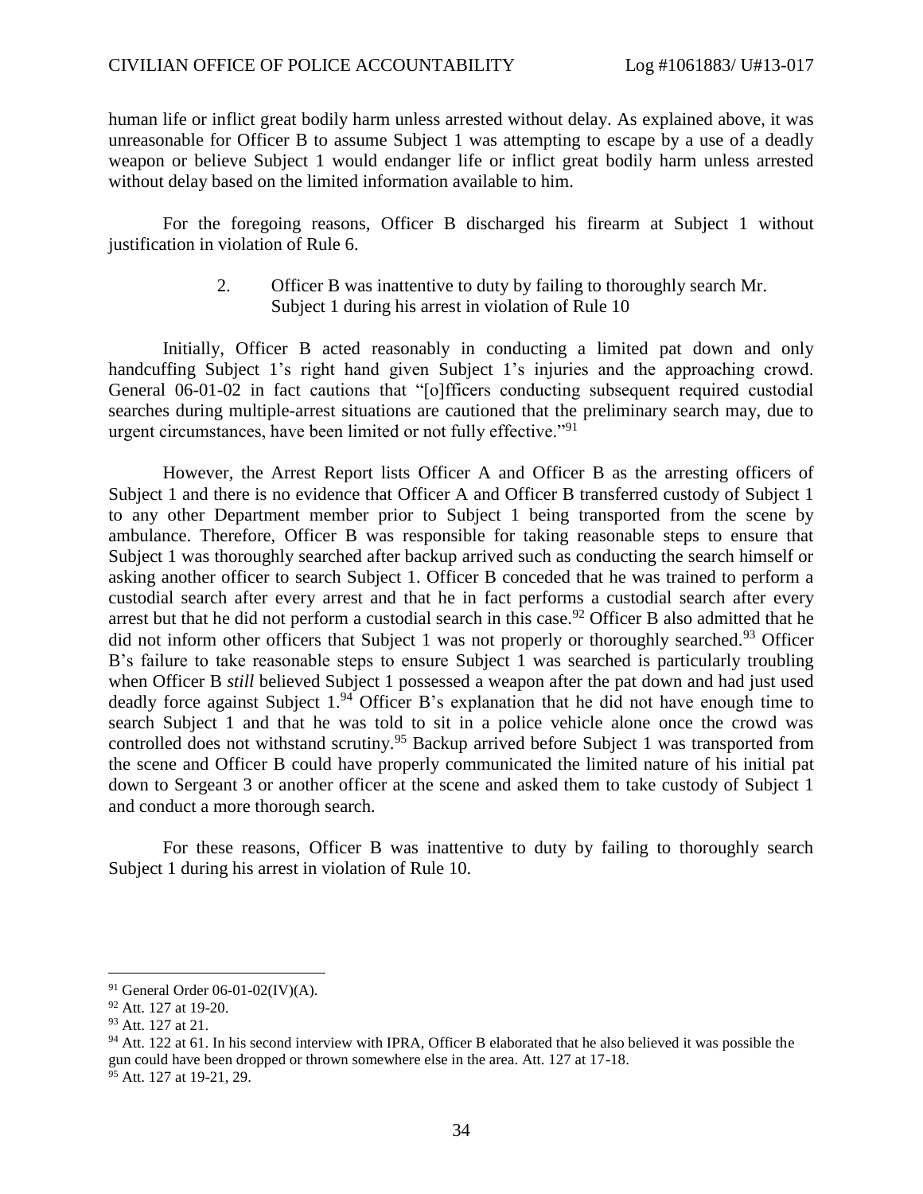human life or inflict great bodily harm unless arrested without delay. As explained above, it was unreasonable for Officer B to assume Subject 1 was attempting to escape by a use of a deadly weapon or believe Subject 1 would endanger life or inflict great bodily harm unless arrested without delay based on the limited information available to him.

For the foregoing reasons, Officer B discharged his firearm at Subject 1 without justification in violation of Rule 6.

2. Officer B was inattentive to duty by failing to thoroughly search Mr. Subject 1 during his arrest in violation of Rule 10

Initially, Officer B acted reasonably in conducting a limited pat down and only handcuffing Subject 1's right hand given Subject 1's injuries and the approaching crowd. General 06-01-02 in fact cautions that "[o]fficers conducting subsequent required custodial searches during multiple-arrest situations are cautioned that the preliminary search may, due to urgent circumstances, have been limited or not fully effective."[91]

However, the Arrest Report lists Officer A and Officer B as the arresting officers of Subject 1 and there is no evidence that Officer A and Officer B transferred custody of Subject 1 to any other Department member prior to Subject 1 being transported from the scene by ambulance. Therefore, Officer B was responsible for taking reasonable steps to ensure that Subject 1 was thoroughly searched after backup arrived such as conducting the search himself or asking another officer to search Subject 1. Officer B conceded that he was trained to perform a custodial search after every arrest and that he in fact performs a custodial search after every arrest but that he did not perform a custodial search in this case.[92] Officer B also admitted that he did not inform other officers that Subject 1 was not properly or thoroughly searched.[93] Officer B's failure to take reasonable steps to ensure Subject 1 was searched is particularly troubling when Officer B *still* believed Subject 1 possessed a weapon after the pat down and had just used deadly force against Subject 1.[94] Officer B's explanation that he did not have enough time to search Subject 1 and that he was told to sit in a police vehicle alone once the crowd was controlled does not withstand scrutiny.[95] Backup arrived before Subject 1 was transported from the scene and Officer B could have properly communicated the limited nature of his initial pat down to Sergeant 3 or another officer at the scene and asked them to take custody of Subject 1 and conduct a more thorough search.

For these reasons, Officer B was inattentive to duty by failing to thoroughly search Subject 1 during his arrest in violation of Rule 10.

---

[91] General Order 06-01-02(IV)(A).

[92] Att. 127 at 19-20.

[93] Att. 127 at 21.

[94] Att. 122 at 61. In his second interview with IPRA, Officer B elaborated that he also believed it was possible the gun could have been dropped or thrown somewhere else in the area. Att. 127 at 17-18.

[95] Att. 127 at 19-21, 29.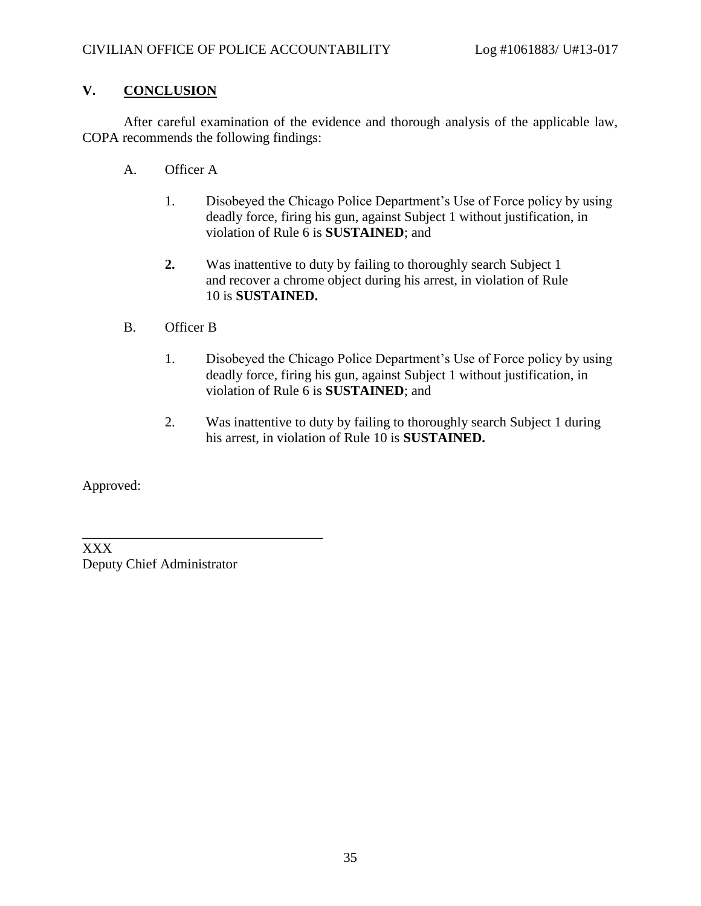## V. CONCLUSION

After careful examination of the evidence and thorough analysis of the applicable law, COPA recommends the following findings:

A. Officer A

1. Disobeyed the Chicago Police Department's Use of Force policy by using deadly force, firing his gun, against Subject 1 without justification, in violation of Rule 6 is **SUSTAINED**; and

2. Was inattentive to duty by failing to thoroughly search Subject 1 and recover a chrome object during his arrest, in violation of Rule 10 is **SUSTAINED.**

B. Officer B

1. Disobeyed the Chicago Police Department's Use of Force policy by using deadly force, firing his gun, against Subject 1 without justification, in violation of Rule 6 is **SUSTAINED**; and

2. Was inattentive to duty by failing to thoroughly search Subject 1 during his arrest, in violation of Rule 10 is **SUSTAINED.**

Approved:

___________________________________

XXX
Deputy Chief Administrator